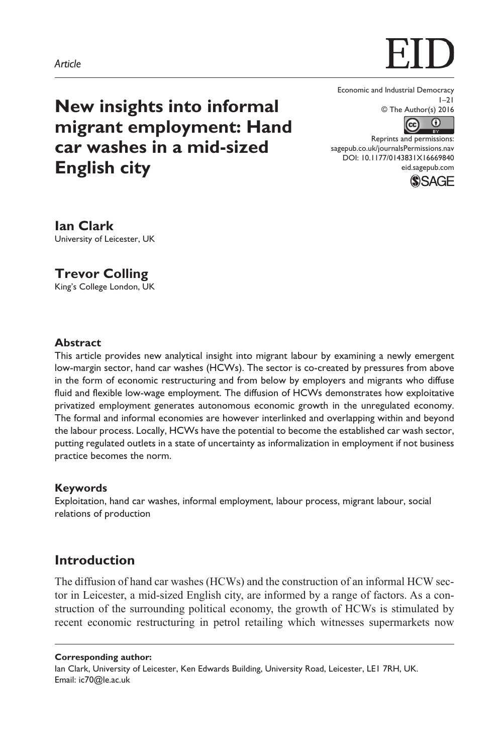*Article*

# New insights into informal migrant employment: Hand car washes in a mid-sized English city

Economic and Industrial Democracy
1–21
© The Author(s) 2016
Reprints and permissions:
sagepub.co.uk/journalsPermissions.nav
DOI: 10.1177/0143831X16669840
eid.sagepub.com

**Ian Clark**
University of Leicester, UK

**Trevor Colling**
King's College London, UK

### Abstract

This article provides new analytical insight into migrant labour by examining a newly emergent low-margin sector, hand car washes (HCWs). The sector is co-created by pressures from above in the form of economic restructuring and from below by employers and migrants who diffuse fluid and flexible low-wage employment. The diffusion of HCWs demonstrates how exploitative privatized employment generates autonomous economic growth in the unregulated economy. The formal and informal economies are however interlinked and overlapping within and beyond the labour process. Locally, HCWs have the potential to become the established car wash sector, putting regulated outlets in a state of uncertainty as informalization in employment if not business practice becomes the norm.

### Keywords

Exploitation, hand car washes, informal employment, labour process, migrant labour, social relations of production

## Introduction

The diffusion of hand car washes (HCWs) and the construction of an informal HCW sector in Leicester, a mid-sized English city, are informed by a range of factors. As a construction of the surrounding political economy, the growth of HCWs is stimulated by recent economic restructuring in petrol retailing which witnesses supermarkets now

**Corresponding author:**
Ian Clark, University of Leicester, Ken Edwards Building, University Road, Leicester, LE1 7RH, UK.
Email: ic70@le.ac.uk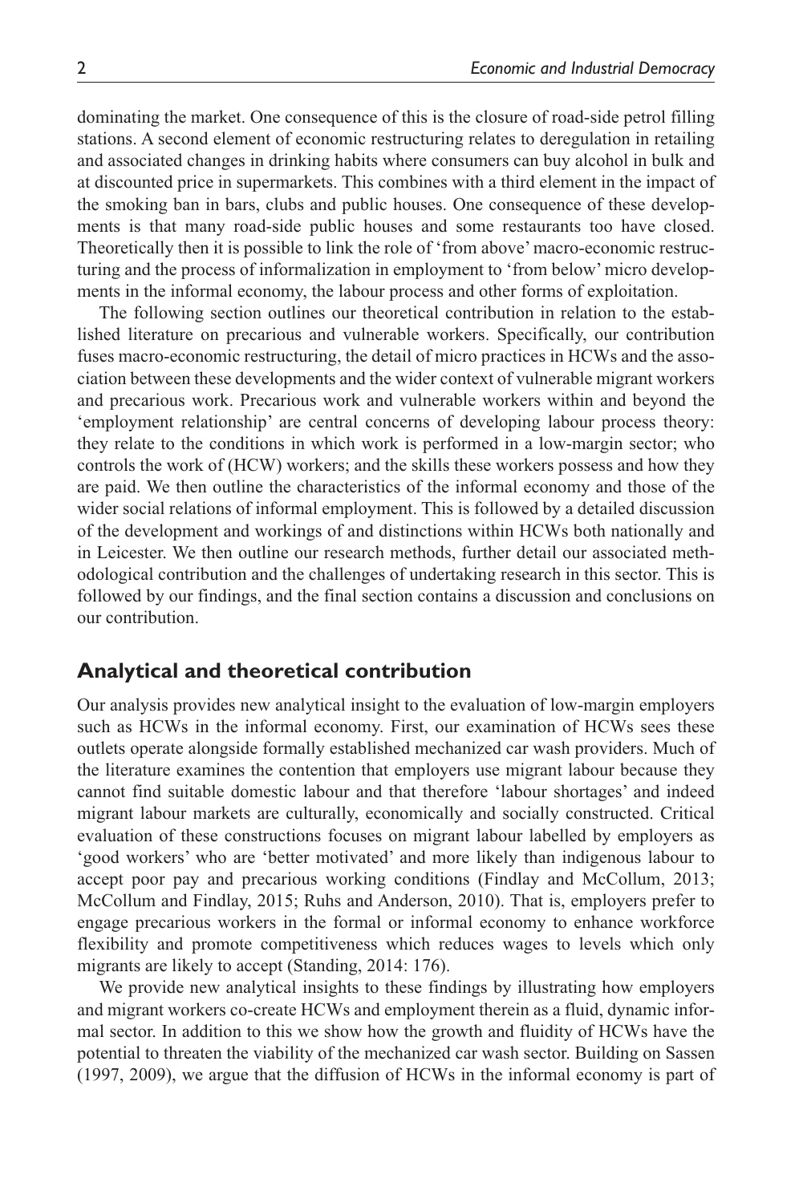dominating the market. One consequence of this is the closure of road-side petrol filling stations. A second element of economic restructuring relates to deregulation in retailing and associated changes in drinking habits where consumers can buy alcohol in bulk and at discounted price in supermarkets. This combines with a third element in the impact of the smoking ban in bars, clubs and public houses. One consequence of these developments is that many road-side public houses and some restaurants too have closed. Theoretically then it is possible to link the role of 'from above' macro-economic restructuring and the process of informalization in employment to 'from below' micro developments in the informal economy, the labour process and other forms of exploitation.

The following section outlines our theoretical contribution in relation to the established literature on precarious and vulnerable workers. Specifically, our contribution fuses macro-economic restructuring, the detail of micro practices in HCWs and the association between these developments and the wider context of vulnerable migrant workers and precarious work. Precarious work and vulnerable workers within and beyond the 'employment relationship' are central concerns of developing labour process theory: they relate to the conditions in which work is performed in a low-margin sector; who controls the work of (HCW) workers; and the skills these workers possess and how they are paid. We then outline the characteristics of the informal economy and those of the wider social relations of informal employment. This is followed by a detailed discussion of the development and workings of and distinctions within HCWs both nationally and in Leicester. We then outline our research methods, further detail our associated methodological contribution and the challenges of undertaking research in this sector. This is followed by our findings, and the final section contains a discussion and conclusions on our contribution.

## Analytical and theoretical contribution

Our analysis provides new analytical insight to the evaluation of low-margin employers such as HCWs in the informal economy. First, our examination of HCWs sees these outlets operate alongside formally established mechanized car wash providers. Much of the literature examines the contention that employers use migrant labour because they cannot find suitable domestic labour and that therefore 'labour shortages' and indeed migrant labour markets are culturally, economically and socially constructed. Critical evaluation of these constructions focuses on migrant labour labelled by employers as 'good workers' who are 'better motivated' and more likely than indigenous labour to accept poor pay and precarious working conditions (Findlay and McCollum, 2013; McCollum and Findlay, 2015; Ruhs and Anderson, 2010). That is, employers prefer to engage precarious workers in the formal or informal economy to enhance workforce flexibility and promote competitiveness which reduces wages to levels which only migrants are likely to accept (Standing, 2014: 176).

We provide new analytical insights to these findings by illustrating how employers and migrant workers co-create HCWs and employment therein as a fluid, dynamic informal sector. In addition to this we show how the growth and fluidity of HCWs have the potential to threaten the viability of the mechanized car wash sector. Building on Sassen (1997, 2009), we argue that the diffusion of HCWs in the informal economy is part of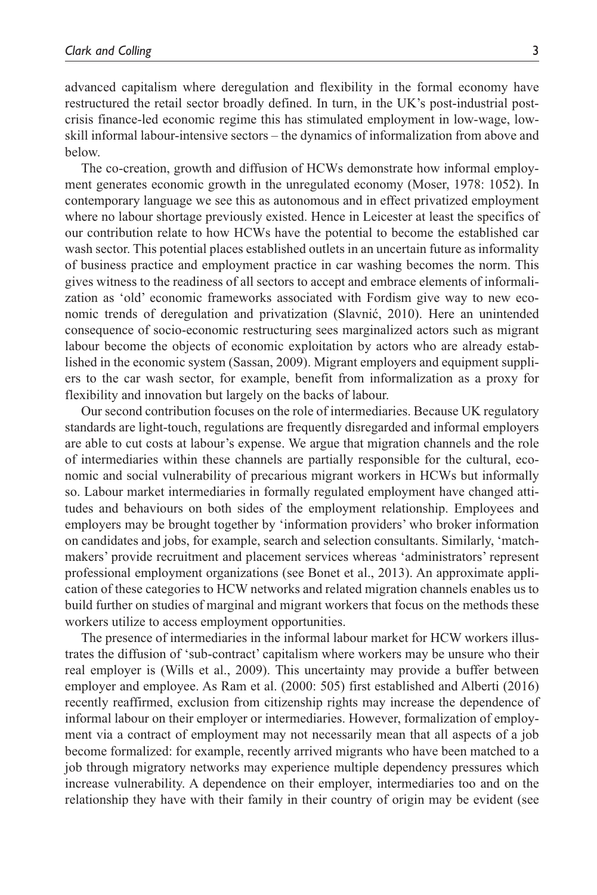advanced capitalism where deregulation and flexibility in the formal economy have restructured the retail sector broadly defined. In turn, in the UK's post-industrial post-crisis finance-led economic regime this has stimulated employment in low-wage, low-skill informal labour-intensive sectors – the dynamics of informalization from above and below.

The co-creation, growth and diffusion of HCWs demonstrate how informal employment generates economic growth in the unregulated economy (Moser, 1978: 1052). In contemporary language we see this as autonomous and in effect privatized employment where no labour shortage previously existed. Hence in Leicester at least the specifics of our contribution relate to how HCWs have the potential to become the established car wash sector. This potential places established outlets in an uncertain future as informality of business practice and employment practice in car washing becomes the norm. This gives witness to the readiness of all sectors to accept and embrace elements of informalization as 'old' economic frameworks associated with Fordism give way to new economic trends of deregulation and privatization (Slavnić, 2010). Here an unintended consequence of socio-economic restructuring sees marginalized actors such as migrant labour become the objects of economic exploitation by actors who are already established in the economic system (Sassan, 2009). Migrant employers and equipment suppliers to the car wash sector, for example, benefit from informalization as a proxy for flexibility and innovation but largely on the backs of labour.

Our second contribution focuses on the role of intermediaries. Because UK regulatory standards are light-touch, regulations are frequently disregarded and informal employers are able to cut costs at labour's expense. We argue that migration channels and the role of intermediaries within these channels are partially responsible for the cultural, economic and social vulnerability of precarious migrant workers in HCWs but informally so. Labour market intermediaries in formally regulated employment have changed attitudes and behaviours on both sides of the employment relationship. Employees and employers may be brought together by 'information providers' who broker information on candidates and jobs, for example, search and selection consultants. Similarly, 'matchmakers' provide recruitment and placement services whereas 'administrators' represent professional employment organizations (see Bonet et al., 2013). An approximate application of these categories to HCW networks and related migration channels enables us to build further on studies of marginal and migrant workers that focus on the methods these workers utilize to access employment opportunities.

The presence of intermediaries in the informal labour market for HCW workers illustrates the diffusion of 'sub-contract' capitalism where workers may be unsure who their real employer is (Wills et al., 2009). This uncertainty may provide a buffer between employer and employee. As Ram et al. (2000: 505) first established and Alberti (2016) recently reaffirmed, exclusion from citizenship rights may increase the dependence of informal labour on their employer or intermediaries. However, formalization of employment via a contract of employment may not necessarily mean that all aspects of a job become formalized: for example, recently arrived migrants who have been matched to a job through migratory networks may experience multiple dependency pressures which increase vulnerability. A dependence on their employer, intermediaries too and on the relationship they have with their family in their country of origin may be evident (see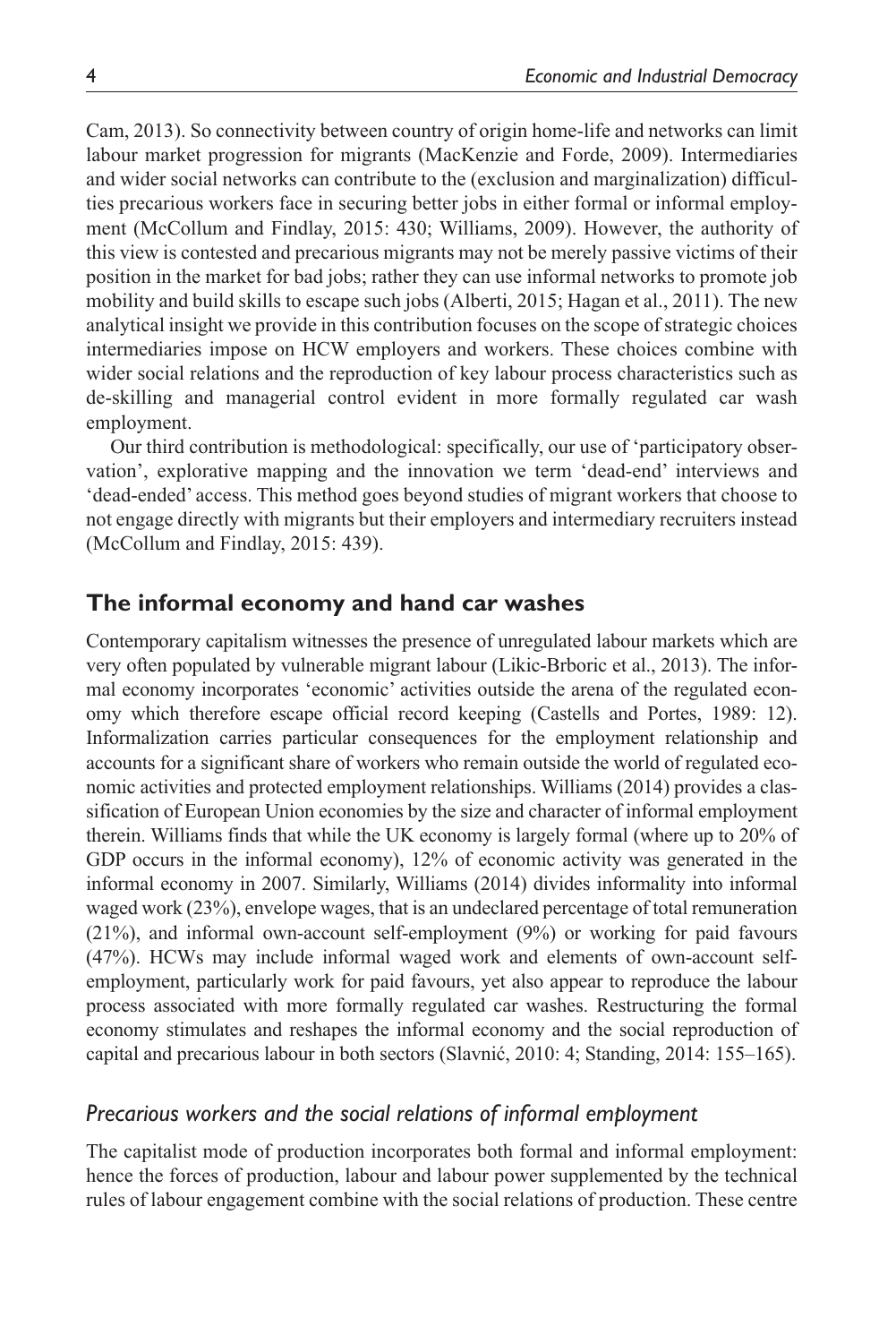Cam, 2013). So connectivity between country of origin home-life and networks can limit labour market progression for migrants (MacKenzie and Forde, 2009). Intermediaries and wider social networks can contribute to the (exclusion and marginalization) difficulties precarious workers face in securing better jobs in either formal or informal employment (McCollum and Findlay, 2015: 430; Williams, 2009). However, the authority of this view is contested and precarious migrants may not be merely passive victims of their position in the market for bad jobs; rather they can use informal networks to promote job mobility and build skills to escape such jobs (Alberti, 2015; Hagan et al., 2011). The new analytical insight we provide in this contribution focuses on the scope of strategic choices intermediaries impose on HCW employers and workers. These choices combine with wider social relations and the reproduction of key labour process characteristics such as de-skilling and managerial control evident in more formally regulated car wash employment.

Our third contribution is methodological: specifically, our use of 'participatory observation', explorative mapping and the innovation we term 'dead-end' interviews and 'dead-ended' access. This method goes beyond studies of migrant workers that choose to not engage directly with migrants but their employers and intermediary recruiters instead (McCollum and Findlay, 2015: 439).

## The informal economy and hand car washes

Contemporary capitalism witnesses the presence of unregulated labour markets which are very often populated by vulnerable migrant labour (Likic-Brboric et al., 2013). The informal economy incorporates 'economic' activities outside the arena of the regulated economy which therefore escape official record keeping (Castells and Portes, 1989: 12). Informalization carries particular consequences for the employment relationship and accounts for a significant share of workers who remain outside the world of regulated economic activities and protected employment relationships. Williams (2014) provides a classification of European Union economies by the size and character of informal employment therein. Williams finds that while the UK economy is largely formal (where up to 20% of GDP occurs in the informal economy), 12% of economic activity was generated in the informal economy in 2007. Similarly, Williams (2014) divides informality into informal waged work (23%), envelope wages, that is an undeclared percentage of total remuneration (21%), and informal own-account self-employment (9%) or working for paid favours (47%). HCWs may include informal waged work and elements of own-account self-employment, particularly work for paid favours, yet also appear to reproduce the labour process associated with more formally regulated car washes. Restructuring the formal economy stimulates and reshapes the informal economy and the social reproduction of capital and precarious labour in both sectors (Slavnić, 2010: 4; Standing, 2014: 155–165).

### *Precarious workers and the social relations of informal employment*

The capitalist mode of production incorporates both formal and informal employment: hence the forces of production, labour and labour power supplemented by the technical rules of labour engagement combine with the social relations of production. These centre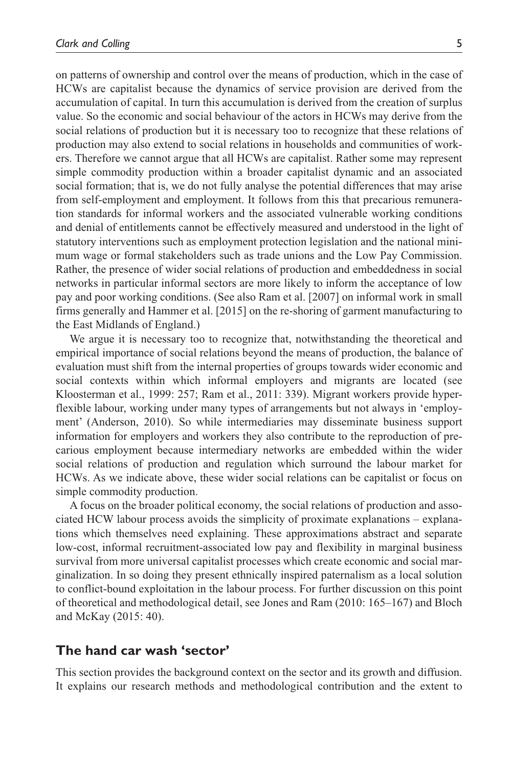on patterns of ownership and control over the means of production, which in the case of HCWs are capitalist because the dynamics of service provision are derived from the accumulation of capital. In turn this accumulation is derived from the creation of surplus value. So the economic and social behaviour of the actors in HCWs may derive from the social relations of production but it is necessary too to recognize that these relations of production may also extend to social relations in households and communities of workers. Therefore we cannot argue that all HCWs are capitalist. Rather some may represent simple commodity production within a broader capitalist dynamic and an associated social formation; that is, we do not fully analyse the potential differences that may arise from self-employment and employment. It follows from this that precarious remuneration standards for informal workers and the associated vulnerable working conditions and denial of entitlements cannot be effectively measured and understood in the light of statutory interventions such as employment protection legislation and the national minimum wage or formal stakeholders such as trade unions and the Low Pay Commission. Rather, the presence of wider social relations of production and embeddedness in social networks in particular informal sectors are more likely to inform the acceptance of low pay and poor working conditions. (See also Ram et al. [2007] on informal work in small firms generally and Hammer et al. [2015] on the re-shoring of garment manufacturing to the East Midlands of England.)

We argue it is necessary too to recognize that, notwithstanding the theoretical and empirical importance of social relations beyond the means of production, the balance of evaluation must shift from the internal properties of groups towards wider economic and social contexts within which informal employers and migrants are located (see Kloosterman et al., 1999: 257; Ram et al., 2011: 339). Migrant workers provide hyper-flexible labour, working under many types of arrangements but not always in 'employment' (Anderson, 2010). So while intermediaries may disseminate business support information for employers and workers they also contribute to the reproduction of precarious employment because intermediary networks are embedded within the wider social relations of production and regulation which surround the labour market for HCWs. As we indicate above, these wider social relations can be capitalist or focus on simple commodity production.

A focus on the broader political economy, the social relations of production and associated HCW labour process avoids the simplicity of proximate explanations – explanations which themselves need explaining. These approximations abstract and separate low-cost, informal recruitment-associated low pay and flexibility in marginal business survival from more universal capitalist processes which create economic and social marginalization. In so doing they present ethnically inspired paternalism as a local solution to conflict-bound exploitation in the labour process. For further discussion on this point of theoretical and methodological detail, see Jones and Ram (2010: 165–167) and Bloch and McKay (2015: 40).

## The hand car wash 'sector'

This section provides the background context on the sector and its growth and diffusion. It explains our research methods and methodological contribution and the extent to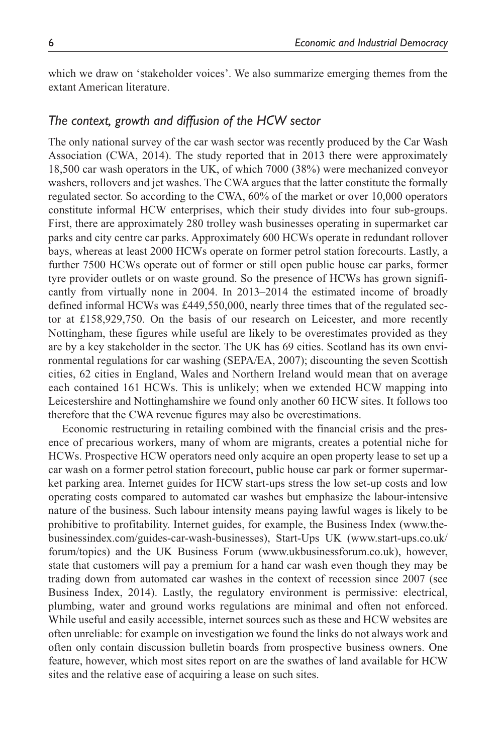which we draw on 'stakeholder voices'. We also summarize emerging themes from the extant American literature.

### *The context, growth and diffusion of the HCW sector*

The only national survey of the car wash sector was recently produced by the Car Wash Association (CWA, 2014). The study reported that in 2013 there were approximately 18,500 car wash operators in the UK, of which 7000 (38%) were mechanized conveyor washers, rollovers and jet washes. The CWA argues that the latter constitute the formally regulated sector. So according to the CWA, 60% of the market or over 10,000 operators constitute informal HCW enterprises, which their study divides into four sub-groups. First, there are approximately 280 trolley wash businesses operating in supermarket car parks and city centre car parks. Approximately 600 HCWs operate in redundant rollover bays, whereas at least 2000 HCWs operate on former petrol station forecourts. Lastly, a further 7500 HCWs operate out of former or still open public house car parks, former tyre provider outlets or on waste ground. So the presence of HCWs has grown significantly from virtually none in 2004. In 2013–2014 the estimated income of broadly defined informal HCWs was £449,550,000, nearly three times that of the regulated sector at £158,929,750. On the basis of our research on Leicester, and more recently Nottingham, these figures while useful are likely to be overestimates provided as they are by a key stakeholder in the sector. The UK has 69 cities. Scotland has its own environmental regulations for car washing (SEPA/EA, 2007); discounting the seven Scottish cities, 62 cities in England, Wales and Northern Ireland would mean that on average each contained 161 HCWs. This is unlikely; when we extended HCW mapping into Leicestershire and Nottinghamshire we found only another 60 HCW sites. It follows too therefore that the CWA revenue figures may also be overestimations.

Economic restructuring in retailing combined with the financial crisis and the presence of precarious workers, many of whom are migrants, creates a potential niche for HCWs. Prospective HCW operators need only acquire an open property lease to set up a car wash on a former petrol station forecourt, public house car park or former supermarket parking area. Internet guides for HCW start-ups stress the low set-up costs and low operating costs compared to automated car washes but emphasize the labour-intensive nature of the business. Such labour intensity means paying lawful wages is likely to be prohibitive to profitability. Internet guides, for example, the Business Index (www.thebusinessindex.com/guides-car-wash-businesses), Start-Ups UK (www.start-ups.co.uk/forum/topics) and the UK Business Forum (www.ukbusinessforum.co.uk), however, state that customers will pay a premium for a hand car wash even though they may be trading down from automated car washes in the context of recession since 2007 (see Business Index, 2014). Lastly, the regulatory environment is permissive: electrical, plumbing, water and ground works regulations are minimal and often not enforced. While useful and easily accessible, internet sources such as these and HCW websites are often unreliable: for example on investigation we found the links do not always work and often only contain discussion bulletin boards from prospective business owners. One feature, however, which most sites report on are the swathes of land available for HCW sites and the relative ease of acquiring a lease on such sites.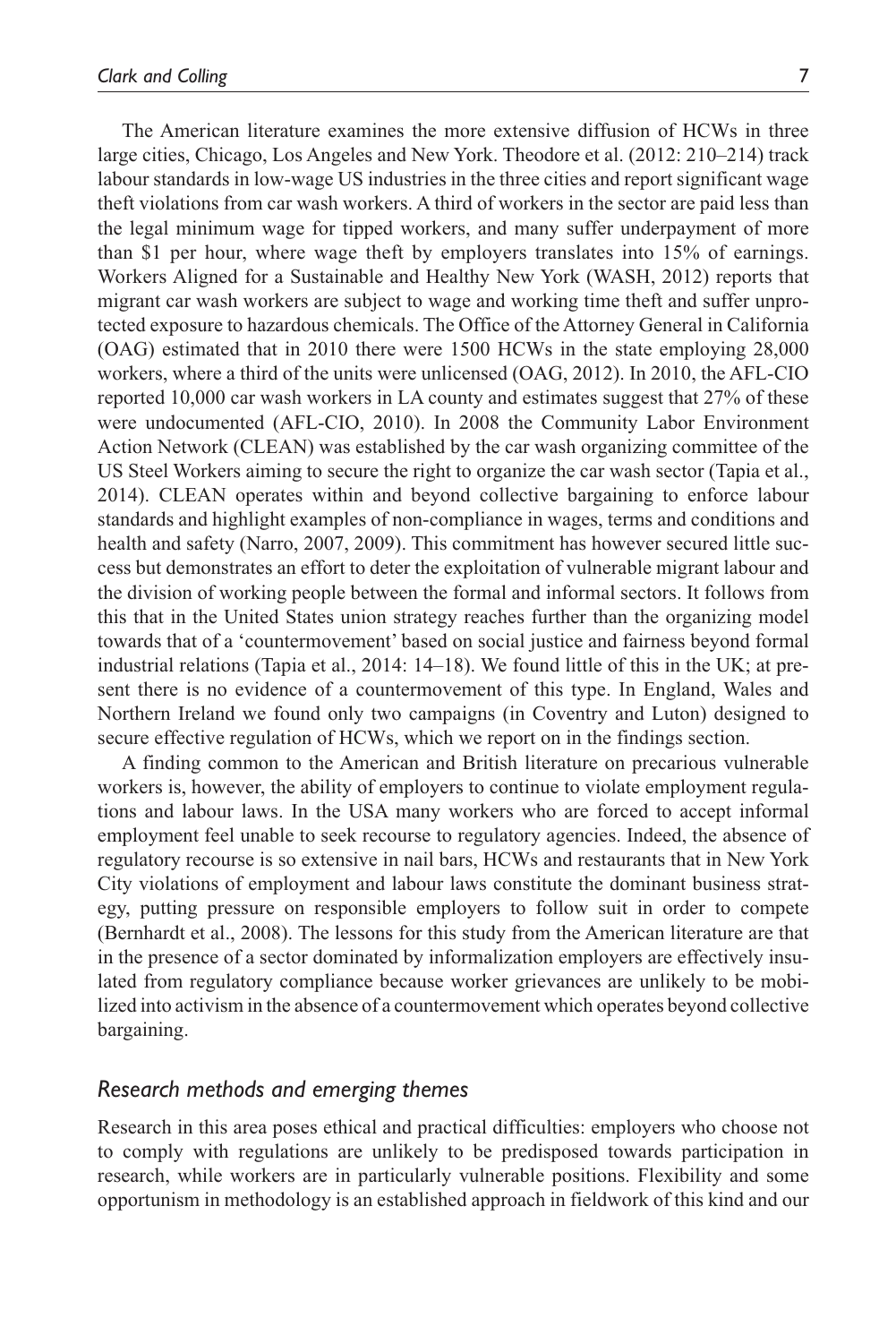The American literature examines the more extensive diffusion of HCWs in three large cities, Chicago, Los Angeles and New York. Theodore et al. (2012: 210–214) track labour standards in low-wage US industries in the three cities and report significant wage theft violations from car wash workers. A third of workers in the sector are paid less than the legal minimum wage for tipped workers, and many suffer underpayment of more than $1 per hour, where wage theft by employers translates into 15% of earnings. Workers Aligned for a Sustainable and Healthy New York (WASH, 2012) reports that migrant car wash workers are subject to wage and working time theft and suffer unprotected exposure to hazardous chemicals. The Office of the Attorney General in California (OAG) estimated that in 2010 there were 1500 HCWs in the state employing 28,000 workers, where a third of the units were unlicensed (OAG, 2012). In 2010, the AFL-CIO reported 10,000 car wash workers in LA county and estimates suggest that 27% of these were undocumented (AFL-CIO, 2010). In 2008 the Community Labor Environment Action Network (CLEAN) was established by the car wash organizing committee of the US Steel Workers aiming to secure the right to organize the car wash sector (Tapia et al., 2014). CLEAN operates within and beyond collective bargaining to enforce labour standards and highlight examples of non-compliance in wages, terms and conditions and health and safety (Narro, 2007, 2009). This commitment has however secured little success but demonstrates an effort to deter the exploitation of vulnerable migrant labour and the division of working people between the formal and informal sectors. It follows from this that in the United States union strategy reaches further than the organizing model towards that of a 'countermovement' based on social justice and fairness beyond formal industrial relations (Tapia et al., 2014: 14–18). We found little of this in the UK; at present there is no evidence of a countermovement of this type. In England, Wales and Northern Ireland we found only two campaigns (in Coventry and Luton) designed to secure effective regulation of HCWs, which we report on in the findings section.

A finding common to the American and British literature on precarious vulnerable workers is, however, the ability of employers to continue to violate employment regulations and labour laws. In the USA many workers who are forced to accept informal employment feel unable to seek recourse to regulatory agencies. Indeed, the absence of regulatory recourse is so extensive in nail bars, HCWs and restaurants that in New York City violations of employment and labour laws constitute the dominant business strategy, putting pressure on responsible employers to follow suit in order to compete (Bernhardt et al., 2008). The lessons for this study from the American literature are that in the presence of a sector dominated by informalization employers are effectively insulated from regulatory compliance because worker grievances are unlikely to be mobilized into activism in the absence of a countermovement which operates beyond collective bargaining.

## *Research methods and emerging themes*

Research in this area poses ethical and practical difficulties: employers who choose not to comply with regulations are unlikely to be predisposed towards participation in research, while workers are in particularly vulnerable positions. Flexibility and some opportunism in methodology is an established approach in fieldwork of this kind and our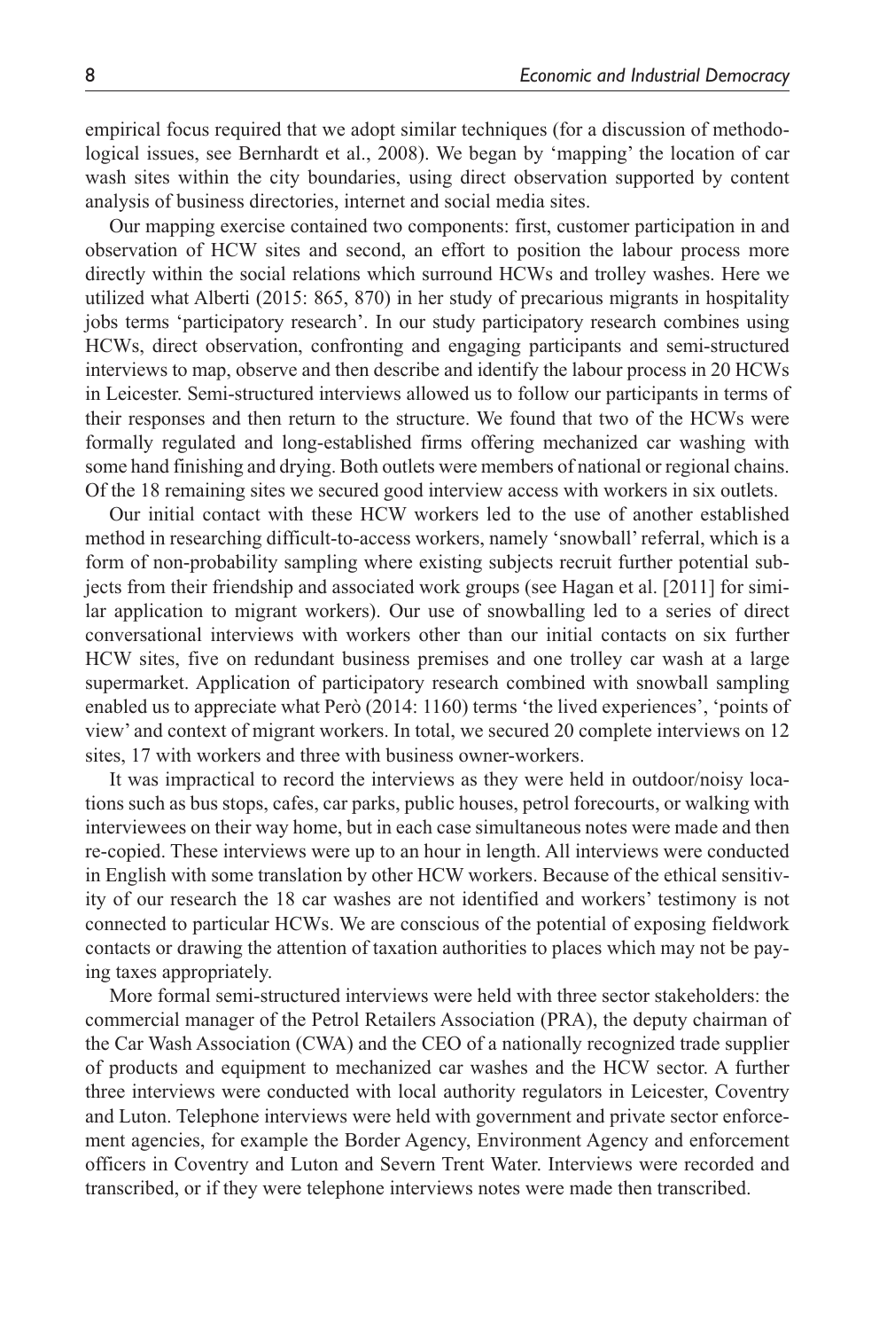empirical focus required that we adopt similar techniques (for a discussion of methodological issues, see Bernhardt et al., 2008). We began by 'mapping' the location of car wash sites within the city boundaries, using direct observation supported by content analysis of business directories, internet and social media sites.

Our mapping exercise contained two components: first, customer participation in and observation of HCW sites and second, an effort to position the labour process more directly within the social relations which surround HCWs and trolley washes. Here we utilized what Alberti (2015: 865, 870) in her study of precarious migrants in hospitality jobs terms 'participatory research'. In our study participatory research combines using HCWs, direct observation, confronting and engaging participants and semi-structured interviews to map, observe and then describe and identify the labour process in 20 HCWs in Leicester. Semi-structured interviews allowed us to follow our participants in terms of their responses and then return to the structure. We found that two of the HCWs were formally regulated and long-established firms offering mechanized car washing with some hand finishing and drying. Both outlets were members of national or regional chains. Of the 18 remaining sites we secured good interview access with workers in six outlets.

Our initial contact with these HCW workers led to the use of another established method in researching difficult-to-access workers, namely 'snowball' referral, which is a form of non-probability sampling where existing subjects recruit further potential subjects from their friendship and associated work groups (see Hagan et al. [2011] for similar application to migrant workers). Our use of snowballing led to a series of direct conversational interviews with workers other than our initial contacts on six further HCW sites, five on redundant business premises and one trolley car wash at a large supermarket. Application of participatory research combined with snowball sampling enabled us to appreciate what Però (2014: 1160) terms 'the lived experiences', 'points of view' and context of migrant workers. In total, we secured 20 complete interviews on 12 sites, 17 with workers and three with business owner-workers.

It was impractical to record the interviews as they were held in outdoor/noisy locations such as bus stops, cafes, car parks, public houses, petrol forecourts, or walking with interviewees on their way home, but in each case simultaneous notes were made and then re-copied. These interviews were up to an hour in length. All interviews were conducted in English with some translation by other HCW workers. Because of the ethical sensitivity of our research the 18 car washes are not identified and workers' testimony is not connected to particular HCWs. We are conscious of the potential of exposing fieldwork contacts or drawing the attention of taxation authorities to places which may not be paying taxes appropriately.

More formal semi-structured interviews were held with three sector stakeholders: the commercial manager of the Petrol Retailers Association (PRA), the deputy chairman of the Car Wash Association (CWA) and the CEO of a nationally recognized trade supplier of products and equipment to mechanized car washes and the HCW sector. A further three interviews were conducted with local authority regulators in Leicester, Coventry and Luton. Telephone interviews were held with government and private sector enforcement agencies, for example the Border Agency, Environment Agency and enforcement officers in Coventry and Luton and Severn Trent Water. Interviews were recorded and transcribed, or if they were telephone interviews notes were made then transcribed.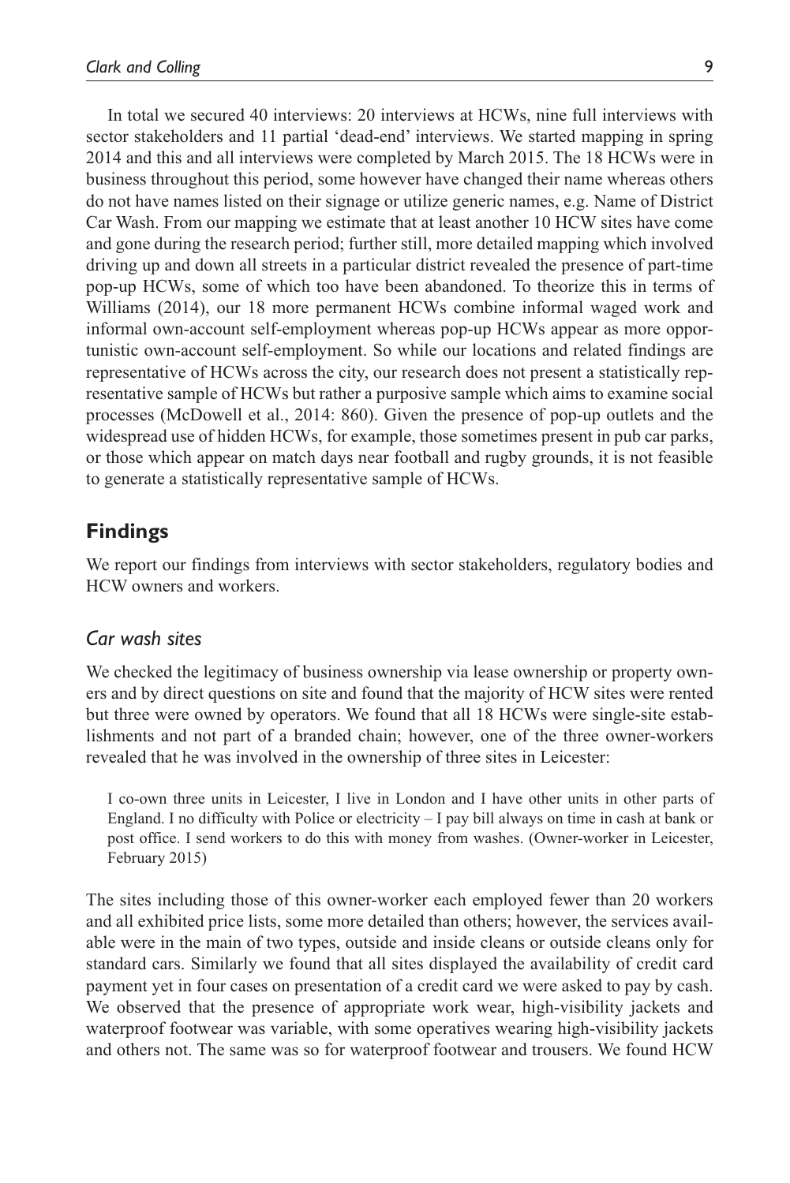In total we secured 40 interviews: 20 interviews at HCWs, nine full interviews with sector stakeholders and 11 partial 'dead-end' interviews. We started mapping in spring 2014 and this and all interviews were completed by March 2015. The 18 HCWs were in business throughout this period, some however have changed their name whereas others do not have names listed on their signage or utilize generic names, e.g. Name of District Car Wash. From our mapping we estimate that at least another 10 HCW sites have come and gone during the research period; further still, more detailed mapping which involved driving up and down all streets in a particular district revealed the presence of part-time pop-up HCWs, some of which too have been abandoned. To theorize this in terms of Williams (2014), our 18 more permanent HCWs combine informal waged work and informal own-account self-employment whereas pop-up HCWs appear as more opportunistic own-account self-employment. So while our locations and related findings are representative of HCWs across the city, our research does not present a statistically representative sample of HCWs but rather a purposive sample which aims to examine social processes (McDowell et al., 2014: 860). Given the presence of pop-up outlets and the widespread use of hidden HCWs, for example, those sometimes present in pub car parks, or those which appear on match days near football and rugby grounds, it is not feasible to generate a statistically representative sample of HCWs.

## Findings

We report our findings from interviews with sector stakeholders, regulatory bodies and HCW owners and workers.

### *Car wash sites*

We checked the legitimacy of business ownership via lease ownership or property owners and by direct questions on site and found that the majority of HCW sites were rented but three were owned by operators. We found that all 18 HCWs were single-site establishments and not part of a branded chain; however, one of the three owner-workers revealed that he was involved in the ownership of three sites in Leicester:

> I co-own three units in Leicester, I live in London and I have other units in other parts of England. I no difficulty with Police or electricity – I pay bill always on time in cash at bank or post office. I send workers to do this with money from washes. (Owner-worker in Leicester, February 2015)

The sites including those of this owner-worker each employed fewer than 20 workers and all exhibited price lists, some more detailed than others; however, the services available were in the main of two types, outside and inside cleans or outside cleans only for standard cars. Similarly we found that all sites displayed the availability of credit card payment yet in four cases on presentation of a credit card we were asked to pay by cash. We observed that the presence of appropriate work wear, high-visibility jackets and waterproof footwear was variable, with some operatives wearing high-visibility jackets and others not. The same was so for waterproof footwear and trousers. We found HCW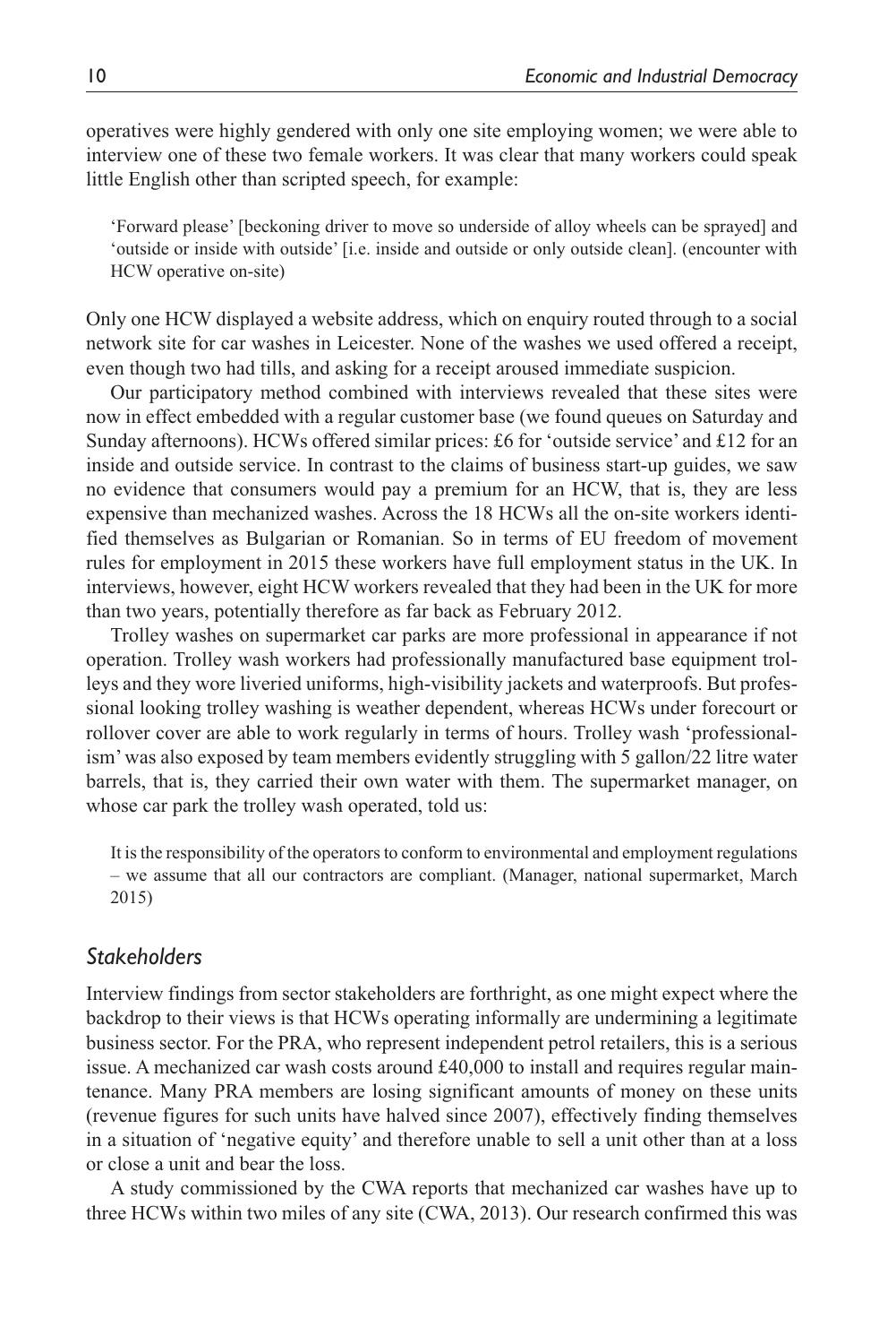operatives were highly gendered with only one site employing women; we were able to interview one of these two female workers. It was clear that many workers could speak little English other than scripted speech, for example:

> 'Forward please' [beckoning driver to move so underside of alloy wheels can be sprayed] and 'outside or inside with outside' [i.e. inside and outside or only outside clean]. (encounter with HCW operative on-site)

Only one HCW displayed a website address, which on enquiry routed through to a social network site for car washes in Leicester. None of the washes we used offered a receipt, even though two had tills, and asking for a receipt aroused immediate suspicion.

Our participatory method combined with interviews revealed that these sites were now in effect embedded with a regular customer base (we found queues on Saturday and Sunday afternoons). HCWs offered similar prices: £6 for 'outside service' and £12 for an inside and outside service. In contrast to the claims of business start-up guides, we saw no evidence that consumers would pay a premium for an HCW, that is, they are less expensive than mechanized washes. Across the 18 HCWs all the on-site workers identified themselves as Bulgarian or Romanian. So in terms of EU freedom of movement rules for employment in 2015 these workers have full employment status in the UK. In interviews, however, eight HCW workers revealed that they had been in the UK for more than two years, potentially therefore as far back as February 2012.

Trolley washes on supermarket car parks are more professional in appearance if not operation. Trolley wash workers had professionally manufactured base equipment trolleys and they wore liveried uniforms, high-visibility jackets and waterproofs. But professional looking trolley washing is weather dependent, whereas HCWs under forecourt or rollover cover are able to work regularly in terms of hours. Trolley wash 'professionalism' was also exposed by team members evidently struggling with 5 gallon/22 litre water barrels, that is, they carried their own water with them. The supermarket manager, on whose car park the trolley wash operated, told us:

> It is the responsibility of the operators to conform to environmental and employment regulations – we assume that all our contractors are compliant. (Manager, national supermarket, March 2015)

## *Stakeholders*

Interview findings from sector stakeholders are forthright, as one might expect where the backdrop to their views is that HCWs operating informally are undermining a legitimate business sector. For the PRA, who represent independent petrol retailers, this is a serious issue. A mechanized car wash costs around £40,000 to install and requires regular maintenance. Many PRA members are losing significant amounts of money on these units (revenue figures for such units have halved since 2007), effectively finding themselves in a situation of 'negative equity' and therefore unable to sell a unit other than at a loss or close a unit and bear the loss.

A study commissioned by the CWA reports that mechanized car washes have up to three HCWs within two miles of any site (CWA, 2013). Our research confirmed this was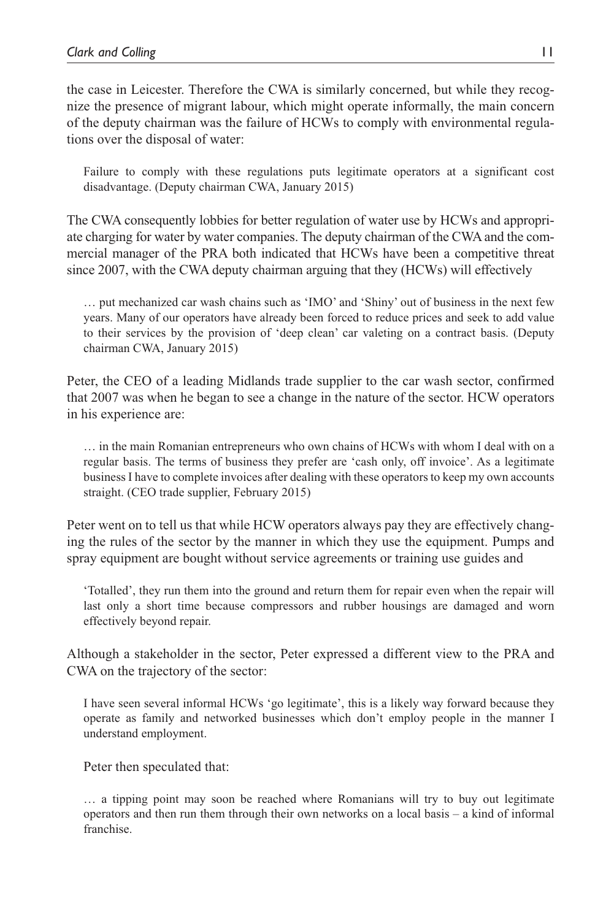the case in Leicester. Therefore the CWA is similarly concerned, but while they recognize the presence of migrant labour, which might operate informally, the main concern of the deputy chairman was the failure of HCWs to comply with environmental regulations over the disposal of water:

> Failure to comply with these regulations puts legitimate operators at a significant cost disadvantage. (Deputy chairman CWA, January 2015)

The CWA consequently lobbies for better regulation of water use by HCWs and appropriate charging for water by water companies. The deputy chairman of the CWA and the commercial manager of the PRA both indicated that HCWs have been a competitive threat since 2007, with the CWA deputy chairman arguing that they (HCWs) will effectively

> … put mechanized car wash chains such as 'IMO' and 'Shiny' out of business in the next few years. Many of our operators have already been forced to reduce prices and seek to add value to their services by the provision of 'deep clean' car valeting on a contract basis. (Deputy chairman CWA, January 2015)

Peter, the CEO of a leading Midlands trade supplier to the car wash sector, confirmed that 2007 was when he began to see a change in the nature of the sector. HCW operators in his experience are:

> … in the main Romanian entrepreneurs who own chains of HCWs with whom I deal with on a regular basis. The terms of business they prefer are 'cash only, off invoice'. As a legitimate business I have to complete invoices after dealing with these operators to keep my own accounts straight. (CEO trade supplier, February 2015)

Peter went on to tell us that while HCW operators always pay they are effectively changing the rules of the sector by the manner in which they use the equipment. Pumps and spray equipment are bought without service agreements or training use guides and

> 'Totalled', they run them into the ground and return them for repair even when the repair will last only a short time because compressors and rubber housings are damaged and worn effectively beyond repair.

Although a stakeholder in the sector, Peter expressed a different view to the PRA and CWA on the trajectory of the sector:

> I have seen several informal HCWs 'go legitimate', this is a likely way forward because they operate as family and networked businesses which don't employ people in the manner I understand employment.
>
> Peter then speculated that:
>
> … a tipping point may soon be reached where Romanians will try to buy out legitimate operators and then run them through their own networks on a local basis – a kind of informal franchise.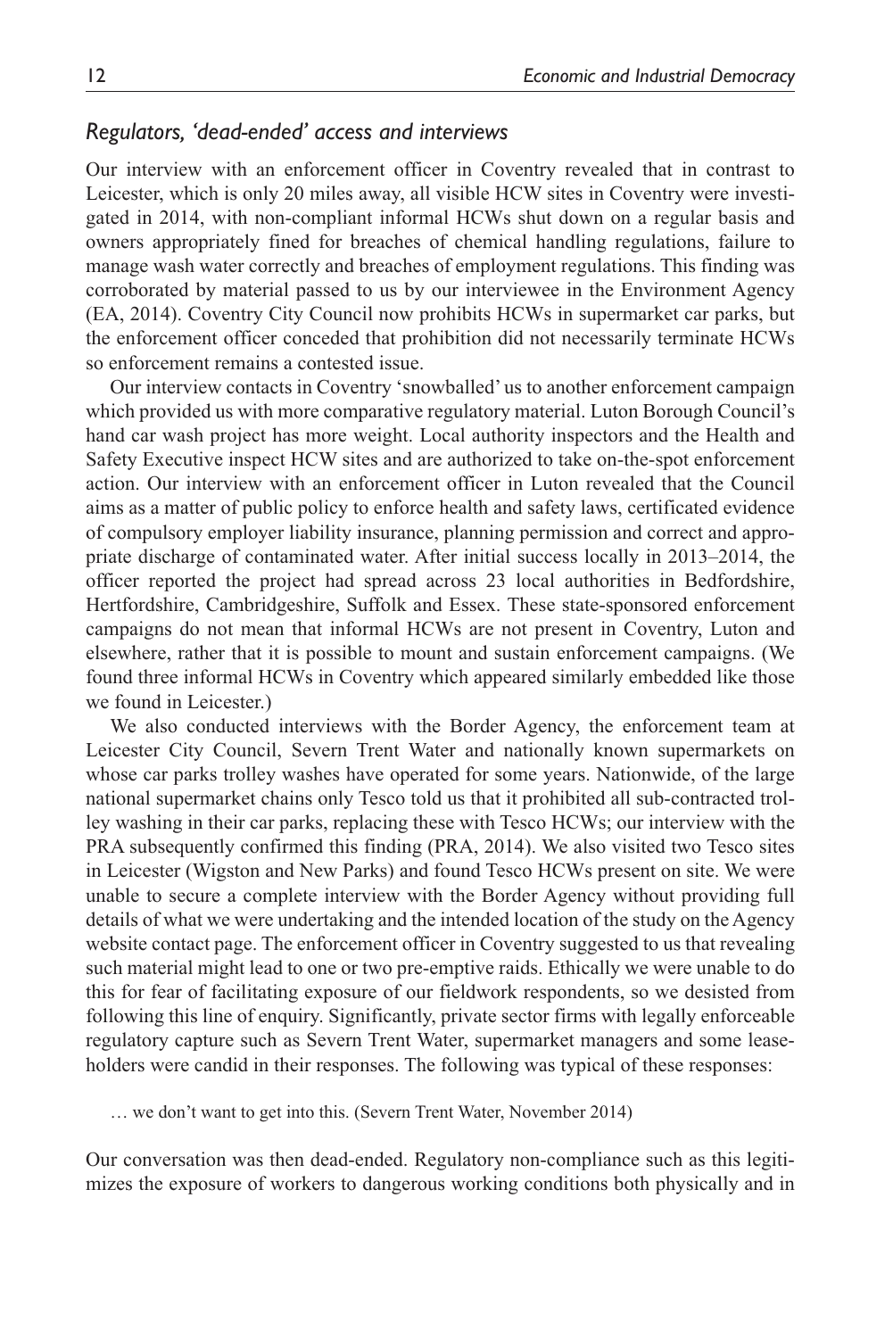### *Regulators, 'dead-ended' access and interviews*

Our interview with an enforcement officer in Coventry revealed that in contrast to Leicester, which is only 20 miles away, all visible HCW sites in Coventry were investigated in 2014, with non-compliant informal HCWs shut down on a regular basis and owners appropriately fined for breaches of chemical handling regulations, failure to manage wash water correctly and breaches of employment regulations. This finding was corroborated by material passed to us by our interviewee in the Environment Agency (EA, 2014). Coventry City Council now prohibits HCWs in supermarket car parks, but the enforcement officer conceded that prohibition did not necessarily terminate HCWs so enforcement remains a contested issue.

Our interview contacts in Coventry 'snowballed' us to another enforcement campaign which provided us with more comparative regulatory material. Luton Borough Council's hand car wash project has more weight. Local authority inspectors and the Health and Safety Executive inspect HCW sites and are authorized to take on-the-spot enforcement action. Our interview with an enforcement officer in Luton revealed that the Council aims as a matter of public policy to enforce health and safety laws, certificated evidence of compulsory employer liability insurance, planning permission and correct and appropriate discharge of contaminated water. After initial success locally in 2013–2014, the officer reported the project had spread across 23 local authorities in Bedfordshire, Hertfordshire, Cambridgeshire, Suffolk and Essex. These state-sponsored enforcement campaigns do not mean that informal HCWs are not present in Coventry, Luton and elsewhere, rather that it is possible to mount and sustain enforcement campaigns. (We found three informal HCWs in Coventry which appeared similarly embedded like those we found in Leicester.)

We also conducted interviews with the Border Agency, the enforcement team at Leicester City Council, Severn Trent Water and nationally known supermarkets on whose car parks trolley washes have operated for some years. Nationwide, of the large national supermarket chains only Tesco told us that it prohibited all sub-contracted trolley washing in their car parks, replacing these with Tesco HCWs; our interview with the PRA subsequently confirmed this finding (PRA, 2014). We also visited two Tesco sites in Leicester (Wigston and New Parks) and found Tesco HCWs present on site. We were unable to secure a complete interview with the Border Agency without providing full details of what we were undertaking and the intended location of the study on the Agency website contact page. The enforcement officer in Coventry suggested to us that revealing such material might lead to one or two pre-emptive raids. Ethically we were unable to do this for fear of facilitating exposure of our fieldwork respondents, so we desisted from following this line of enquiry. Significantly, private sector firms with legally enforceable regulatory capture such as Severn Trent Water, supermarket managers and some leaseholders were candid in their responses. The following was typical of these responses:

> … we don't want to get into this. (Severn Trent Water, November 2014)

Our conversation was then dead-ended. Regulatory non-compliance such as this legitimizes the exposure of workers to dangerous working conditions both physically and in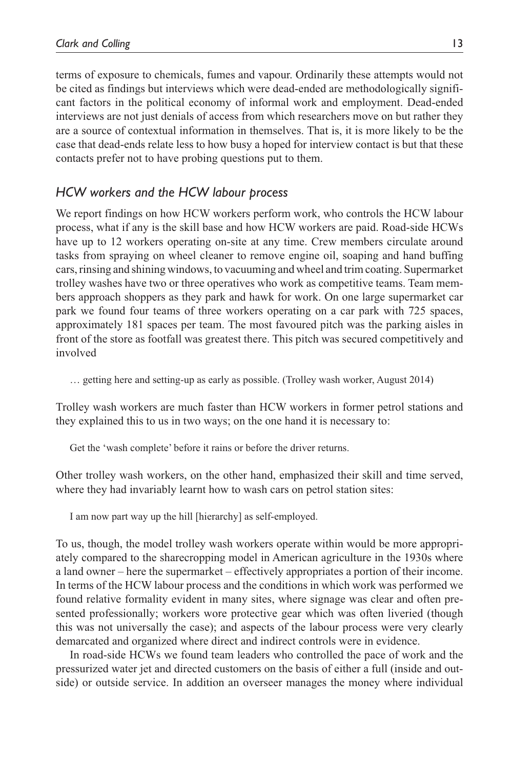terms of exposure to chemicals, fumes and vapour. Ordinarily these attempts would not be cited as findings but interviews which were dead-ended are methodologically significant factors in the political economy of informal work and employment. Dead-ended interviews are not just denials of access from which researchers move on but rather they are a source of contextual information in themselves. That is, it is more likely to be the case that dead-ends relate less to how busy a hoped for interview contact is but that these contacts prefer not to have probing questions put to them.

## *HCW workers and the HCW labour process*

We report findings on how HCW workers perform work, who controls the HCW labour process, what if any is the skill base and how HCW workers are paid. Road-side HCWs have up to 12 workers operating on-site at any time. Crew members circulate around tasks from spraying on wheel cleaner to remove engine oil, soaping and hand buffing cars, rinsing and shining windows, to vacuuming and wheel and trim coating. Supermarket trolley washes have two or three operatives who work as competitive teams. Team members approach shoppers as they park and hawk for work. On one large supermarket car park we found four teams of three workers operating on a car park with 725 spaces, approximately 181 spaces per team. The most favoured pitch was the parking aisles in front of the store as footfall was greatest there. This pitch was secured competitively and involved

> … getting here and setting-up as early as possible. (Trolley wash worker, August 2014)

Trolley wash workers are much faster than HCW workers in former petrol stations and they explained this to us in two ways; on the one hand it is necessary to:

> Get the 'wash complete' before it rains or before the driver returns.

Other trolley wash workers, on the other hand, emphasized their skill and time served, where they had invariably learnt how to wash cars on petrol station sites:

> I am now part way up the hill [hierarchy] as self-employed.

To us, though, the model trolley wash workers operate within would be more appropriately compared to the sharecropping model in American agriculture in the 1930s where a land owner – here the supermarket – effectively appropriates a portion of their income. In terms of the HCW labour process and the conditions in which work was performed we found relative formality evident in many sites, where signage was clear and often presented professionally; workers wore protective gear which was often liveried (though this was not universally the case); and aspects of the labour process were very clearly demarcated and organized where direct and indirect controls were in evidence.

In road-side HCWs we found team leaders who controlled the pace of work and the pressurized water jet and directed customers on the basis of either a full (inside and outside) or outside service. In addition an overseer manages the money where individual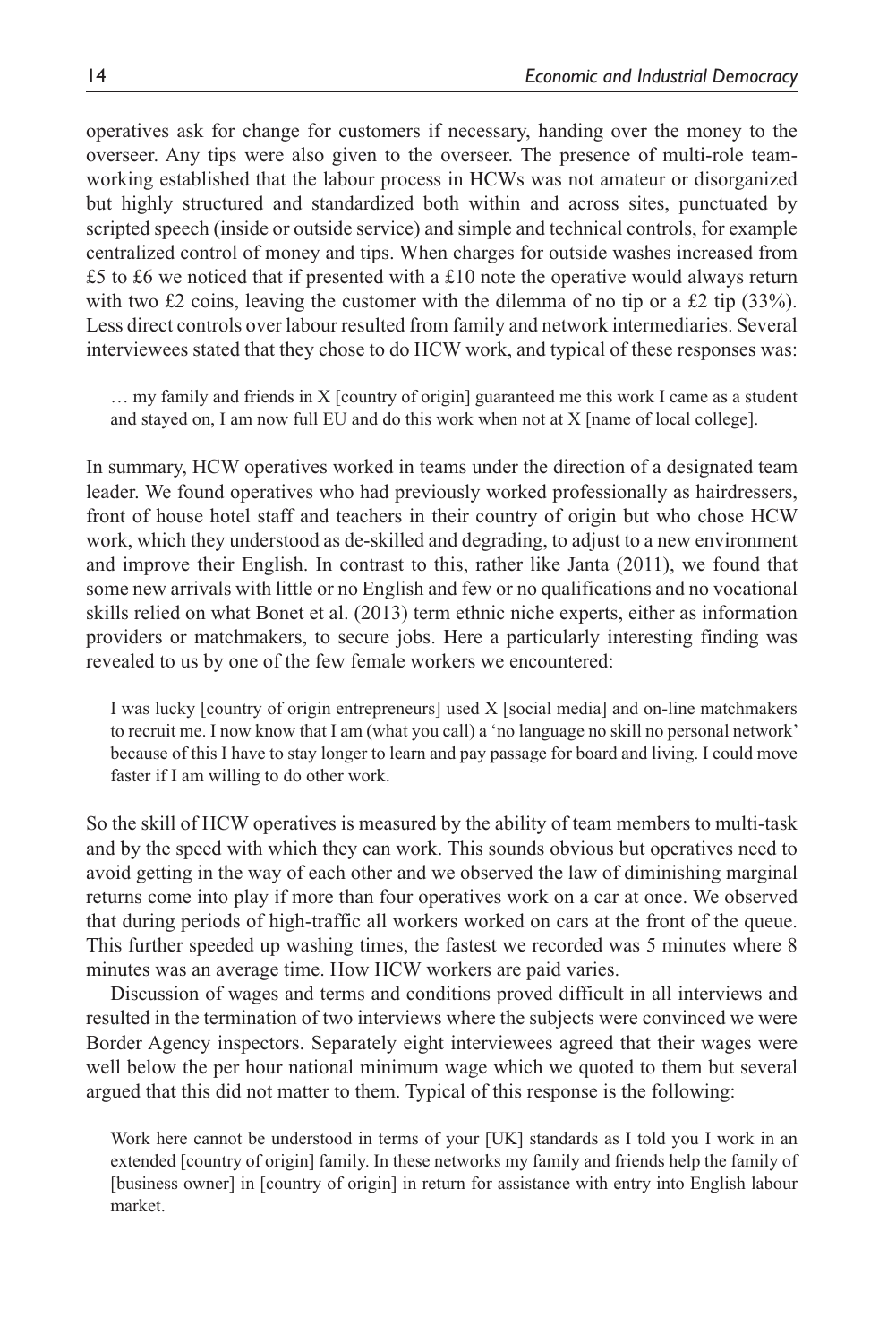operatives ask for change for customers if necessary, handing over the money to the overseer. Any tips were also given to the overseer. The presence of multi-role team-working established that the labour process in HCWs was not amateur or disorganized but highly structured and standardized both within and across sites, punctuated by scripted speech (inside or outside service) and simple and technical controls, for example centralized control of money and tips. When charges for outside washes increased from £5 to £6 we noticed that if presented with a £10 note the operative would always return with two £2 coins, leaving the customer with the dilemma of no tip or a £2 tip (33%). Less direct controls over labour resulted from family and network intermediaries. Several interviewees stated that they chose to do HCW work, and typical of these responses was:

> … my family and friends in X [country of origin] guaranteed me this work I came as a student and stayed on, I am now full EU and do this work when not at X [name of local college].

In summary, HCW operatives worked in teams under the direction of a designated team leader. We found operatives who had previously worked professionally as hairdressers, front of house hotel staff and teachers in their country of origin but who chose HCW work, which they understood as de-skilled and degrading, to adjust to a new environment and improve their English. In contrast to this, rather like Janta (2011), we found that some new arrivals with little or no English and few or no qualifications and no vocational skills relied on what Bonet et al. (2013) term ethnic niche experts, either as information providers or matchmakers, to secure jobs. Here a particularly interesting finding was revealed to us by one of the few female workers we encountered:

> I was lucky [country of origin entrepreneurs] used X [social media] and on-line matchmakers to recruit me. I now know that I am (what you call) a 'no language no skill no personal network' because of this I have to stay longer to learn and pay passage for board and living. I could move faster if I am willing to do other work.

So the skill of HCW operatives is measured by the ability of team members to multi-task and by the speed with which they can work. This sounds obvious but operatives need to avoid getting in the way of each other and we observed the law of diminishing marginal returns come into play if more than four operatives work on a car at once. We observed that during periods of high-traffic all workers worked on cars at the front of the queue. This further speeded up washing times, the fastest we recorded was 5 minutes where 8 minutes was an average time. How HCW workers are paid varies.

Discussion of wages and terms and conditions proved difficult in all interviews and resulted in the termination of two interviews where the subjects were convinced we were Border Agency inspectors. Separately eight interviewees agreed that their wages were well below the per hour national minimum wage which we quoted to them but several argued that this did not matter to them. Typical of this response is the following:

> Work here cannot be understood in terms of your [UK] standards as I told you I work in an extended [country of origin] family. In these networks my family and friends help the family of [business owner] in [country of origin] in return for assistance with entry into English labour market.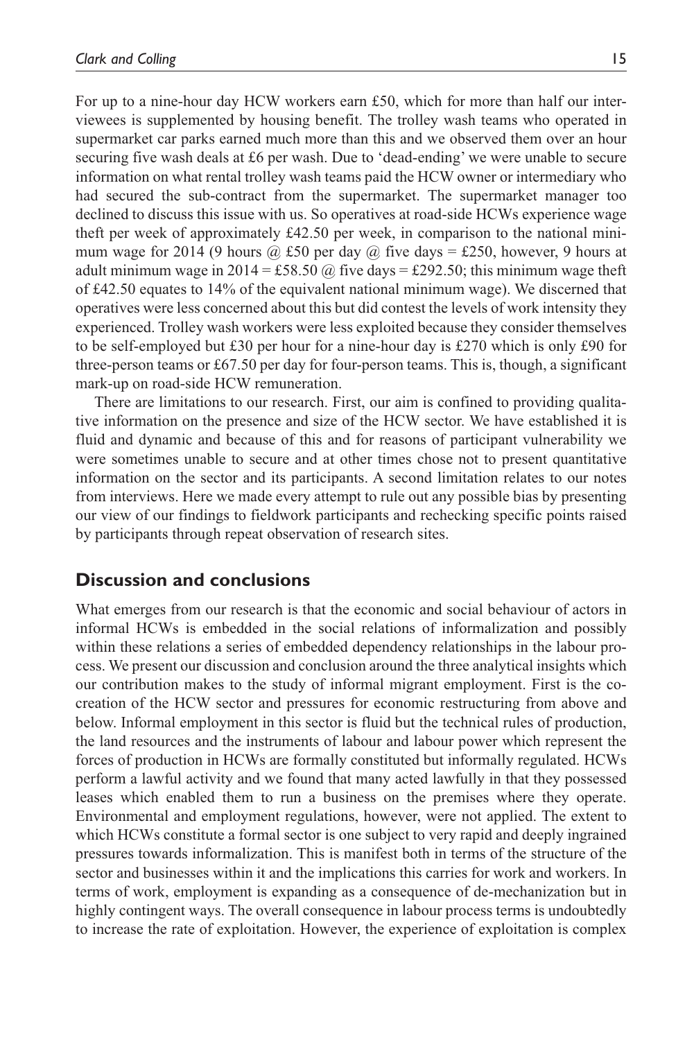For up to a nine-hour day HCW workers earn £50, which for more than half our interviewees is supplemented by housing benefit. The trolley wash teams who operated in supermarket car parks earned much more than this and we observed them over an hour securing five wash deals at £6 per wash. Due to 'dead-ending' we were unable to secure information on what rental trolley wash teams paid the HCW owner or intermediary who had secured the sub-contract from the supermarket. The supermarket manager too declined to discuss this issue with us. So operatives at road-side HCWs experience wage theft per week of approximately £42.50 per week, in comparison to the national minimum wage for 2014 (9 hours @ £50 per day @ five days = £250, however, 9 hours at adult minimum wage in 2014 = £58.50 @ five days = £292.50; this minimum wage theft of £42.50 equates to 14% of the equivalent national minimum wage). We discerned that operatives were less concerned about this but did contest the levels of work intensity they experienced. Trolley wash workers were less exploited because they consider themselves to be self-employed but £30 per hour for a nine-hour day is £270 which is only £90 for three-person teams or £67.50 per day for four-person teams. This is, though, a significant mark-up on road-side HCW remuneration.

There are limitations to our research. First, our aim is confined to providing qualitative information on the presence and size of the HCW sector. We have established it is fluid and dynamic and because of this and for reasons of participant vulnerability we were sometimes unable to secure and at other times chose not to present quantitative information on the sector and its participants. A second limitation relates to our notes from interviews. Here we made every attempt to rule out any possible bias by presenting our view of our findings to fieldwork participants and rechecking specific points raised by participants through repeat observation of research sites.

## Discussion and conclusions

What emerges from our research is that the economic and social behaviour of actors in informal HCWs is embedded in the social relations of informalization and possibly within these relations a series of embedded dependency relationships in the labour process. We present our discussion and conclusion around the three analytical insights which our contribution makes to the study of informal migrant employment. First is the co-creation of the HCW sector and pressures for economic restructuring from above and below. Informal employment in this sector is fluid but the technical rules of production, the land resources and the instruments of labour and labour power which represent the forces of production in HCWs are formally constituted but informally regulated. HCWs perform a lawful activity and we found that many acted lawfully in that they possessed leases which enabled them to run a business on the premises where they operate. Environmental and employment regulations, however, were not applied. The extent to which HCWs constitute a formal sector is one subject to very rapid and deeply ingrained pressures towards informalization. This is manifest both in terms of the structure of the sector and businesses within it and the implications this carries for work and workers. In terms of work, employment is expanding as a consequence of de-mechanization but in highly contingent ways. The overall consequence in labour process terms is undoubtedly to increase the rate of exploitation. However, the experience of exploitation is complex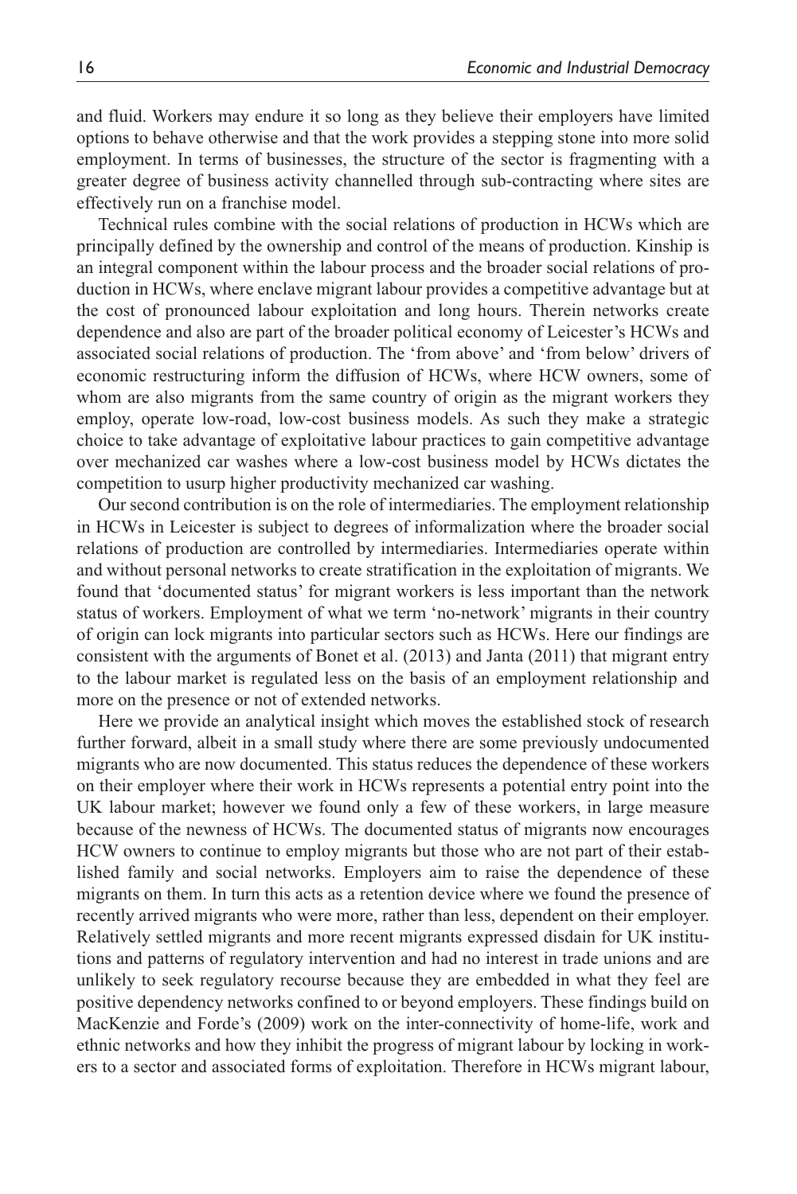and fluid. Workers may endure it so long as they believe their employers have limited options to behave otherwise and that the work provides a stepping stone into more solid employment. In terms of businesses, the structure of the sector is fragmenting with a greater degree of business activity channelled through sub-contracting where sites are effectively run on a franchise model.

Technical rules combine with the social relations of production in HCWs which are principally defined by the ownership and control of the means of production. Kinship is an integral component within the labour process and the broader social relations of production in HCWs, where enclave migrant labour provides a competitive advantage but at the cost of pronounced labour exploitation and long hours. Therein networks create dependence and also are part of the broader political economy of Leicester's HCWs and associated social relations of production. The 'from above' and 'from below' drivers of economic restructuring inform the diffusion of HCWs, where HCW owners, some of whom are also migrants from the same country of origin as the migrant workers they employ, operate low-road, low-cost business models. As such they make a strategic choice to take advantage of exploitative labour practices to gain competitive advantage over mechanized car washes where a low-cost business model by HCWs dictates the competition to usurp higher productivity mechanized car washing.

Our second contribution is on the role of intermediaries. The employment relationship in HCWs in Leicester is subject to degrees of informalization where the broader social relations of production are controlled by intermediaries. Intermediaries operate within and without personal networks to create stratification in the exploitation of migrants. We found that 'documented status' for migrant workers is less important than the network status of workers. Employment of what we term 'no-network' migrants in their country of origin can lock migrants into particular sectors such as HCWs. Here our findings are consistent with the arguments of Bonet et al. (2013) and Janta (2011) that migrant entry to the labour market is regulated less on the basis of an employment relationship and more on the presence or not of extended networks.

Here we provide an analytical insight which moves the established stock of research further forward, albeit in a small study where there are some previously undocumented migrants who are now documented. This status reduces the dependence of these workers on their employer where their work in HCWs represents a potential entry point into the UK labour market; however we found only a few of these workers, in large measure because of the newness of HCWs. The documented status of migrants now encourages HCW owners to continue to employ migrants but those who are not part of their established family and social networks. Employers aim to raise the dependence of these migrants on them. In turn this acts as a retention device where we found the presence of recently arrived migrants who were more, rather than less, dependent on their employer. Relatively settled migrants and more recent migrants expressed disdain for UK institutions and patterns of regulatory intervention and had no interest in trade unions and are unlikely to seek regulatory recourse because they are embedded in what they feel are positive dependency networks confined to or beyond employers. These findings build on MacKenzie and Forde's (2009) work on the inter-connectivity of home-life, work and ethnic networks and how they inhibit the progress of migrant labour by locking in workers to a sector and associated forms of exploitation. Therefore in HCWs migrant labour,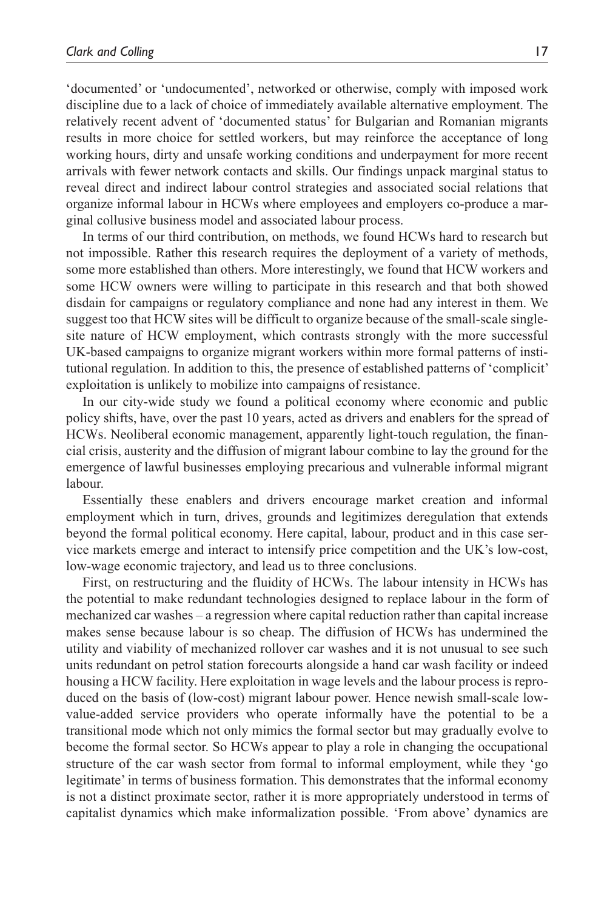'documented' or 'undocumented', networked or otherwise, comply with imposed work discipline due to a lack of choice of immediately available alternative employment. The relatively recent advent of 'documented status' for Bulgarian and Romanian migrants results in more choice for settled workers, but may reinforce the acceptance of long working hours, dirty and unsafe working conditions and underpayment for more recent arrivals with fewer network contacts and skills. Our findings unpack marginal status to reveal direct and indirect labour control strategies and associated social relations that organize informal labour in HCWs where employees and employers co-produce a marginal collusive business model and associated labour process.

In terms of our third contribution, on methods, we found HCWs hard to research but not impossible. Rather this research requires the deployment of a variety of methods, some more established than others. More interestingly, we found that HCW workers and some HCW owners were willing to participate in this research and that both showed disdain for campaigns or regulatory compliance and none had any interest in them. We suggest too that HCW sites will be difficult to organize because of the small-scale single-site nature of HCW employment, which contrasts strongly with the more successful UK-based campaigns to organize migrant workers within more formal patterns of institutional regulation. In addition to this, the presence of established patterns of 'complicit' exploitation is unlikely to mobilize into campaigns of resistance.

In our city-wide study we found a political economy where economic and public policy shifts, have, over the past 10 years, acted as drivers and enablers for the spread of HCWs. Neoliberal economic management, apparently light-touch regulation, the financial crisis, austerity and the diffusion of migrant labour combine to lay the ground for the emergence of lawful businesses employing precarious and vulnerable informal migrant labour.

Essentially these enablers and drivers encourage market creation and informal employment which in turn, drives, grounds and legitimizes deregulation that extends beyond the formal political economy. Here capital, labour, product and in this case service markets emerge and interact to intensify price competition and the UK's low-cost, low-wage economic trajectory, and lead us to three conclusions.

First, on restructuring and the fluidity of HCWs. The labour intensity in HCWs has the potential to make redundant technologies designed to replace labour in the form of mechanized car washes – a regression where capital reduction rather than capital increase makes sense because labour is so cheap. The diffusion of HCWs has undermined the utility and viability of mechanized rollover car washes and it is not unusual to see such units redundant on petrol station forecourts alongside a hand car wash facility or indeed housing a HCW facility. Here exploitation in wage levels and the labour process is reproduced on the basis of (low-cost) migrant labour power. Hence newish small-scale low-value-added service providers who operate informally have the potential to be a transitional mode which not only mimics the formal sector but may gradually evolve to become the formal sector. So HCWs appear to play a role in changing the occupational structure of the car wash sector from formal to informal employment, while they 'go legitimate' in terms of business formation. This demonstrates that the informal economy is not a distinct proximate sector, rather it is more appropriately understood in terms of capitalist dynamics which make informalization possible. 'From above' dynamics are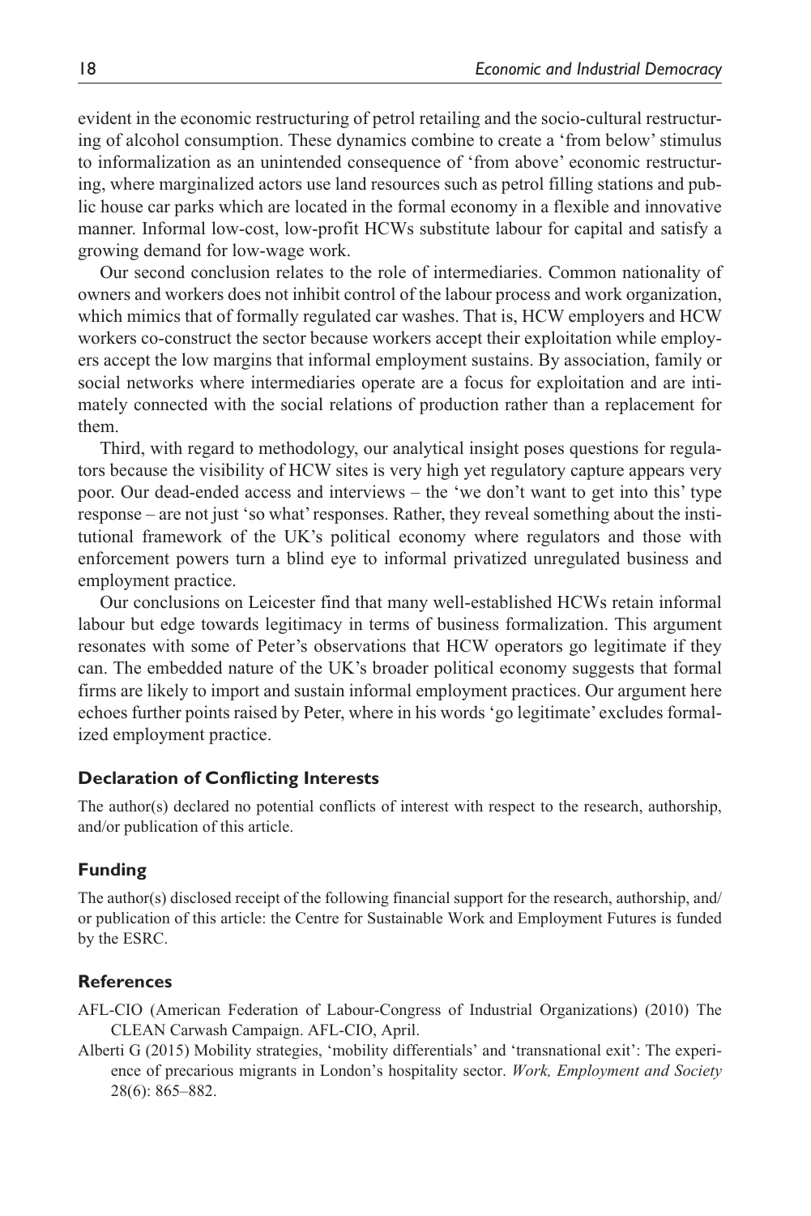evident in the economic restructuring of petrol retailing and the socio-cultural restructuring of alcohol consumption. These dynamics combine to create a 'from below' stimulus to informalization as an unintended consequence of 'from above' economic restructuring, where marginalized actors use land resources such as petrol filling stations and public house car parks which are located in the formal economy in a flexible and innovative manner. Informal low-cost, low-profit HCWs substitute labour for capital and satisfy a growing demand for low-wage work.

Our second conclusion relates to the role of intermediaries. Common nationality of owners and workers does not inhibit control of the labour process and work organization, which mimics that of formally regulated car washes. That is, HCW employers and HCW workers co-construct the sector because workers accept their exploitation while employers accept the low margins that informal employment sustains. By association, family or social networks where intermediaries operate are a focus for exploitation and are intimately connected with the social relations of production rather than a replacement for them.

Third, with regard to methodology, our analytical insight poses questions for regulators because the visibility of HCW sites is very high yet regulatory capture appears very poor. Our dead-ended access and interviews – the 'we don't want to get into this' type response – are not just 'so what' responses. Rather, they reveal something about the institutional framework of the UK's political economy where regulators and those with enforcement powers turn a blind eye to informal privatized unregulated business and employment practice.

Our conclusions on Leicester find that many well-established HCWs retain informal labour but edge towards legitimacy in terms of business formalization. This argument resonates with some of Peter's observations that HCW operators go legitimate if they can. The embedded nature of the UK's broader political economy suggests that formal firms are likely to import and sustain informal employment practices. Our argument here echoes further points raised by Peter, where in his words 'go legitimate' excludes formalized employment practice.

## Declaration of Conflicting Interests

The author(s) declared no potential conflicts of interest with respect to the research, authorship, and/or publication of this article.

## Funding

The author(s) disclosed receipt of the following financial support for the research, authorship, and/or publication of this article: the Centre for Sustainable Work and Employment Futures is funded by the ESRC.

## References

AFL-CIO (American Federation of Labour-Congress of Industrial Organizations) (2010) The CLEAN Carwash Campaign. AFL-CIO, April.

Alberti G (2015) Mobility strategies, 'mobility differentials' and 'transnational exit': The experience of precarious migrants in London's hospitality sector. *Work, Employment and Society* 28(6): 865–882.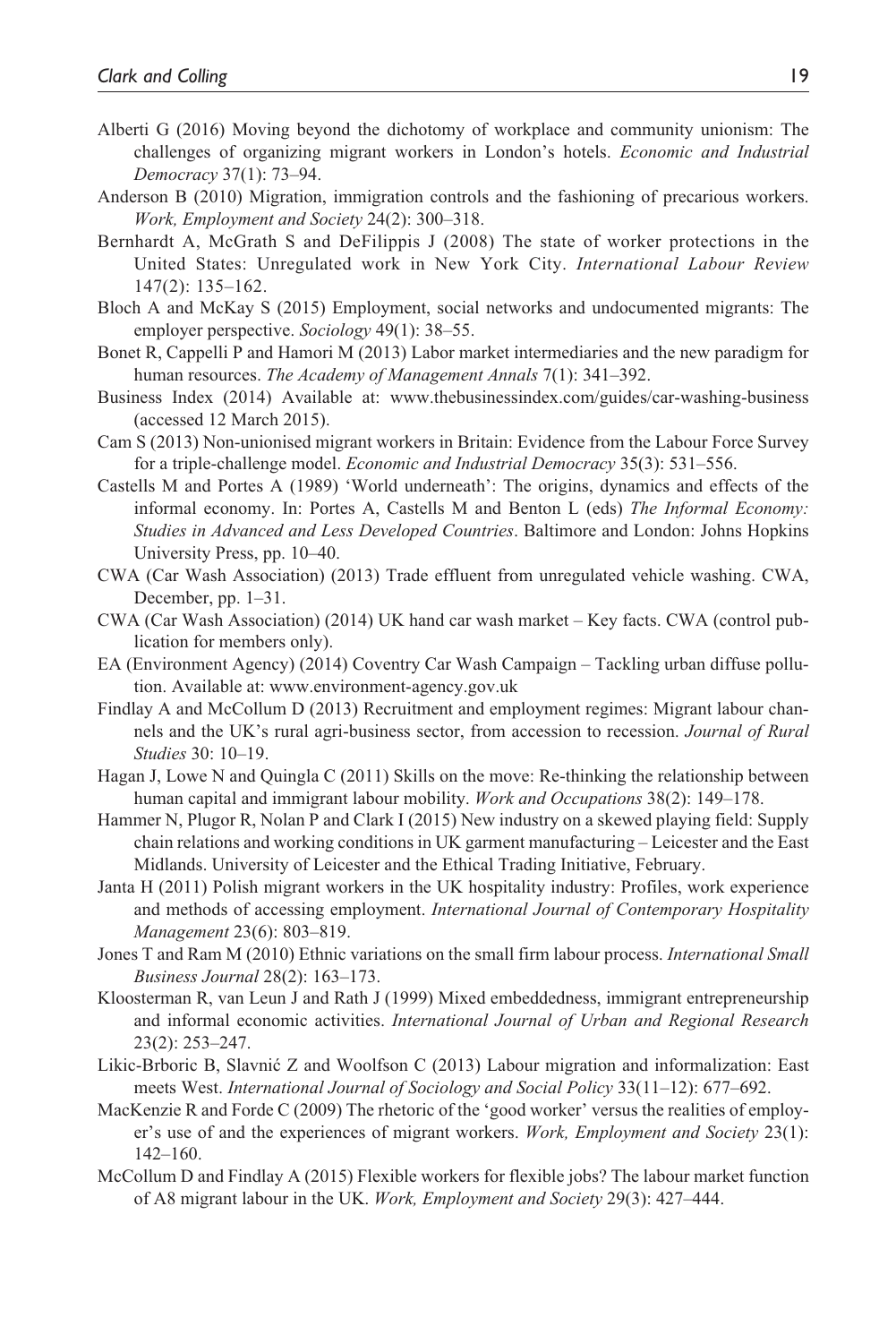Alberti G (2016) Moving beyond the dichotomy of workplace and community unionism: The challenges of organizing migrant workers in London's hotels. *Economic and Industrial Democracy* 37(1): 73–94.

Anderson B (2010) Migration, immigration controls and the fashioning of precarious workers. *Work, Employment and Society* 24(2): 300–318.

Bernhardt A, McGrath S and DeFilippis J (2008) The state of worker protections in the United States: Unregulated work in New York City. *International Labour Review* 147(2): 135–162.

Bloch A and McKay S (2015) Employment, social networks and undocumented migrants: The employer perspective. *Sociology* 49(1): 38–55.

Bonet R, Cappelli P and Hamori M (2013) Labor market intermediaries and the new paradigm for human resources. *The Academy of Management Annals* 7(1): 341–392.

Business Index (2014) Available at: www.thebusinessindex.com/guides/car-washing-business (accessed 12 March 2015).

Cam S (2013) Non-unionised migrant workers in Britain: Evidence from the Labour Force Survey for a triple-challenge model. *Economic and Industrial Democracy* 35(3): 531–556.

Castells M and Portes A (1989) 'World underneath': The origins, dynamics and effects of the informal economy. In: Portes A, Castells M and Benton L (eds) *The Informal Economy: Studies in Advanced and Less Developed Countries*. Baltimore and London: Johns Hopkins University Press, pp. 10–40.

CWA (Car Wash Association) (2013) Trade effluent from unregulated vehicle washing. CWA, December, pp. 1–31.

CWA (Car Wash Association) (2014) UK hand car wash market – Key facts. CWA (control publication for members only).

EA (Environment Agency) (2014) Coventry Car Wash Campaign – Tackling urban diffuse pollution. Available at: www.environment-agency.gov.uk

Findlay A and McCollum D (2013) Recruitment and employment regimes: Migrant labour channels and the UK's rural agri-business sector, from accession to recession. *Journal of Rural Studies* 30: 10–19.

Hagan J, Lowe N and Quingla C (2011) Skills on the move: Re-thinking the relationship between human capital and immigrant labour mobility. *Work and Occupations* 38(2): 149–178.

Hammer N, Plugor R, Nolan P and Clark I (2015) New industry on a skewed playing field: Supply chain relations and working conditions in UK garment manufacturing – Leicester and the East Midlands. University of Leicester and the Ethical Trading Initiative, February.

Janta H (2011) Polish migrant workers in the UK hospitality industry: Profiles, work experience and methods of accessing employment. *International Journal of Contemporary Hospitality Management* 23(6): 803–819.

Jones T and Ram M (2010) Ethnic variations on the small firm labour process. *International Small Business Journal* 28(2): 163–173.

Kloosterman R, van Leun J and Rath J (1999) Mixed embeddedness, immigrant entrepreneurship and informal economic activities. *International Journal of Urban and Regional Research* 23(2): 253–247.

Likic-Brboric B, Slavnić Z and Woolfson C (2013) Labour migration and informalization: East meets West. *International Journal of Sociology and Social Policy* 33(11–12): 677–692.

MacKenzie R and Forde C (2009) The rhetoric of the 'good worker' versus the realities of employer's use of and the experiences of migrant workers. *Work, Employment and Society* 23(1): 142–160.

McCollum D and Findlay A (2015) Flexible workers for flexible jobs? The labour market function of A8 migrant labour in the UK. *Work, Employment and Society* 29(3): 427–444.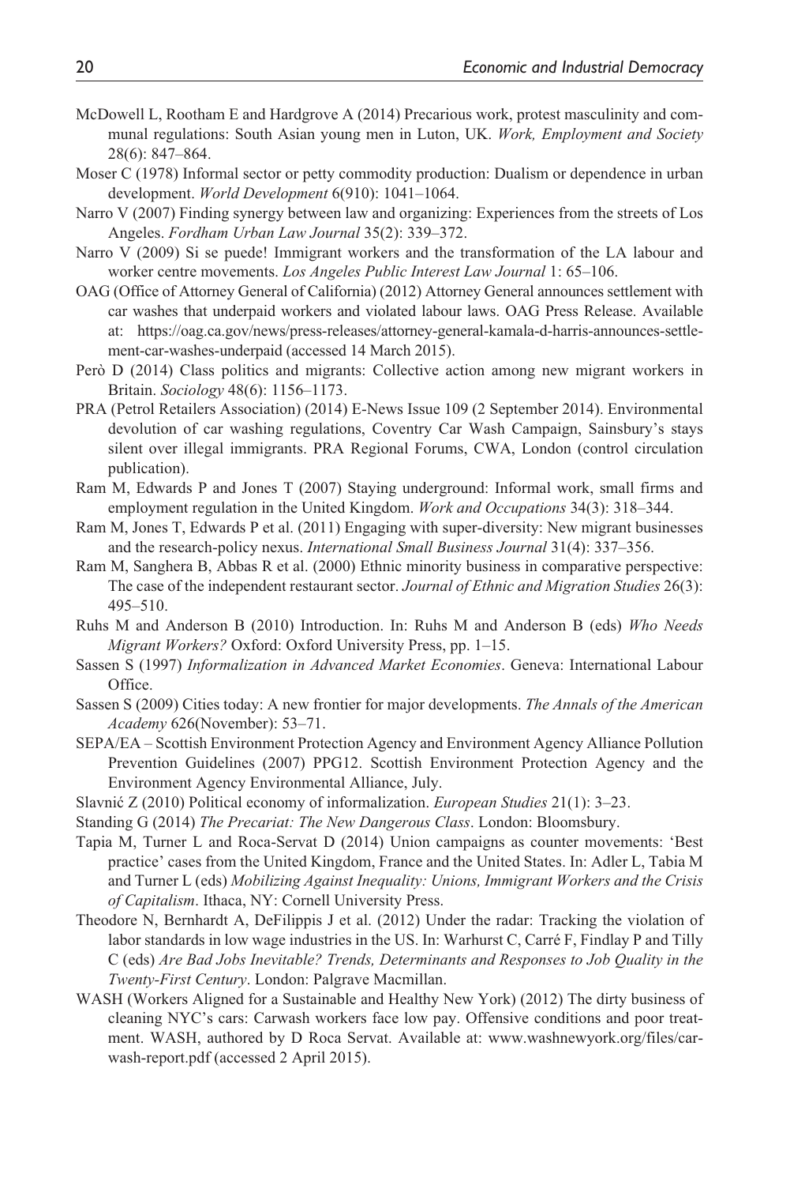McDowell L, Rootham E and Hardgrove A (2014) Precarious work, protest masculinity and communal regulations: South Asian young men in Luton, UK. *Work, Employment and Society* 28(6): 847–864.

Moser C (1978) Informal sector or petty commodity production: Dualism or dependence in urban development. *World Development* 6(910): 1041–1064.

Narro V (2007) Finding synergy between law and organizing: Experiences from the streets of Los Angeles. *Fordham Urban Law Journal* 35(2): 339–372.

Narro V (2009) Si se puede! Immigrant workers and the transformation of the LA labour and worker centre movements. *Los Angeles Public Interest Law Journal* 1: 65–106.

OAG (Office of Attorney General of California) (2012) Attorney General announces settlement with car washes that underpaid workers and violated labour laws. OAG Press Release. Available at: https://oag.ca.gov/news/press-releases/attorney-general-kamala-d-harris-announces-settlement-car-washes-underpaid (accessed 14 March 2015).

Però D (2014) Class politics and migrants: Collective action among new migrant workers in Britain. *Sociology* 48(6): 1156–1173.

PRA (Petrol Retailers Association) (2014) E-News Issue 109 (2 September 2014). Environmental devolution of car washing regulations, Coventry Car Wash Campaign, Sainsbury's stays silent over illegal immigrants. PRA Regional Forums, CWA, London (control circulation publication).

Ram M, Edwards P and Jones T (2007) Staying underground: Informal work, small firms and employment regulation in the United Kingdom. *Work and Occupations* 34(3): 318–344.

Ram M, Jones T, Edwards P et al. (2011) Engaging with super-diversity: New migrant businesses and the research-policy nexus. *International Small Business Journal* 31(4): 337–356.

Ram M, Sanghera B, Abbas R et al. (2000) Ethnic minority business in comparative perspective: The case of the independent restaurant sector. *Journal of Ethnic and Migration Studies* 26(3): 495–510.

Ruhs M and Anderson B (2010) Introduction. In: Ruhs M and Anderson B (eds) *Who Needs Migrant Workers?* Oxford: Oxford University Press, pp. 1–15.

Sassen S (1997) *Informalization in Advanced Market Economies*. Geneva: International Labour Office.

Sassen S (2009) Cities today: A new frontier for major developments. *The Annals of the American Academy* 626(November): 53–71.

SEPA/EA – Scottish Environment Protection Agency and Environment Agency Alliance Pollution Prevention Guidelines (2007) PPG12. Scottish Environment Protection Agency and the Environment Agency Environmental Alliance, July.

Slavnić Z (2010) Political economy of informalization. *European Studies* 21(1): 3–23.

Standing G (2014) *The Precariat: The New Dangerous Class*. London: Bloomsbury.

Tapia M, Turner L and Roca-Servat D (2014) Union campaigns as counter movements: 'Best practice' cases from the United Kingdom, France and the United States. In: Adler L, Tabia M and Turner L (eds) *Mobilizing Against Inequality: Unions, Immigrant Workers and the Crisis of Capitalism*. Ithaca, NY: Cornell University Press.

Theodore N, Bernhardt A, DeFilippis J et al. (2012) Under the radar: Tracking the violation of labor standards in low wage industries in the US. In: Warhurst C, Carré F, Findlay P and Tilly C (eds) *Are Bad Jobs Inevitable? Trends, Determinants and Responses to Job Quality in the Twenty-First Century*. London: Palgrave Macmillan.

WASH (Workers Aligned for a Sustainable and Healthy New York) (2012) The dirty business of cleaning NYC's cars: Carwash workers face low pay. Offensive conditions and poor treatment. WASH, authored by D Roca Servat. Available at: www.washnewyork.org/files/carwash-report.pdf (accessed 2 April 2015).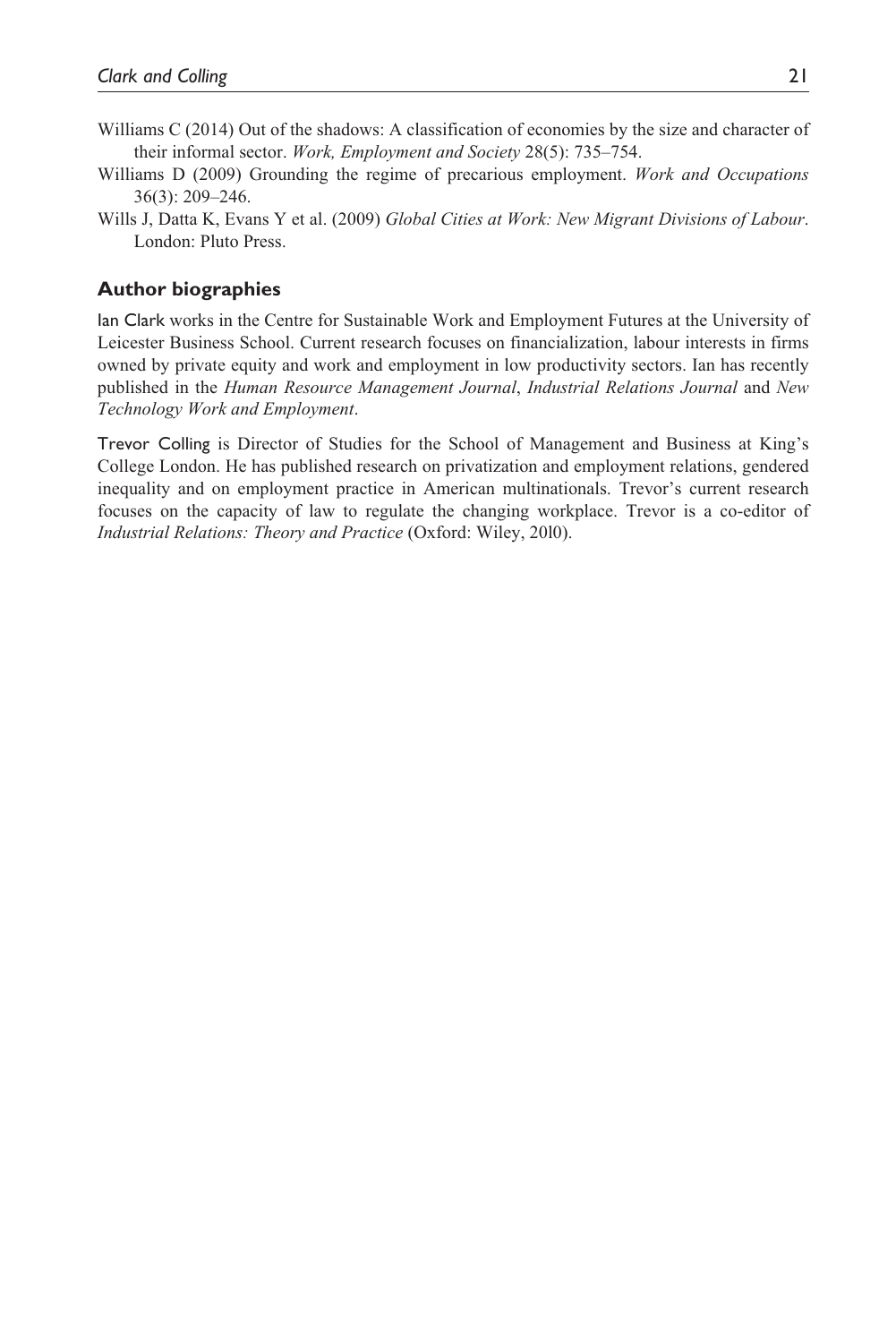Williams C (2014) Out of the shadows: A classification of economies by the size and character of their informal sector. *Work, Employment and Society* 28(5): 735–754.

Williams D (2009) Grounding the regime of precarious employment. *Work and Occupations* 36(3): 209–246.

Wills J, Datta K, Evans Y et al. (2009) *Global Cities at Work: New Migrant Divisions of Labour*. London: Pluto Press.

## Author biographies

Ian Clark works in the Centre for Sustainable Work and Employment Futures at the University of Leicester Business School. Current research focuses on financialization, labour interests in firms owned by private equity and work and employment in low productivity sectors. Ian has recently published in the *Human Resource Management Journal*, *Industrial Relations Journal* and *New Technology Work and Employment*.

Trevor Colling is Director of Studies for the School of Management and Business at King's College London. He has published research on privatization and employment relations, gendered inequality and on employment practice in American multinationals. Trevor's current research focuses on the capacity of law to regulate the changing workplace. Trevor is a co-editor of *Industrial Relations: Theory and Practice* (Oxford: Wiley, 20l0).